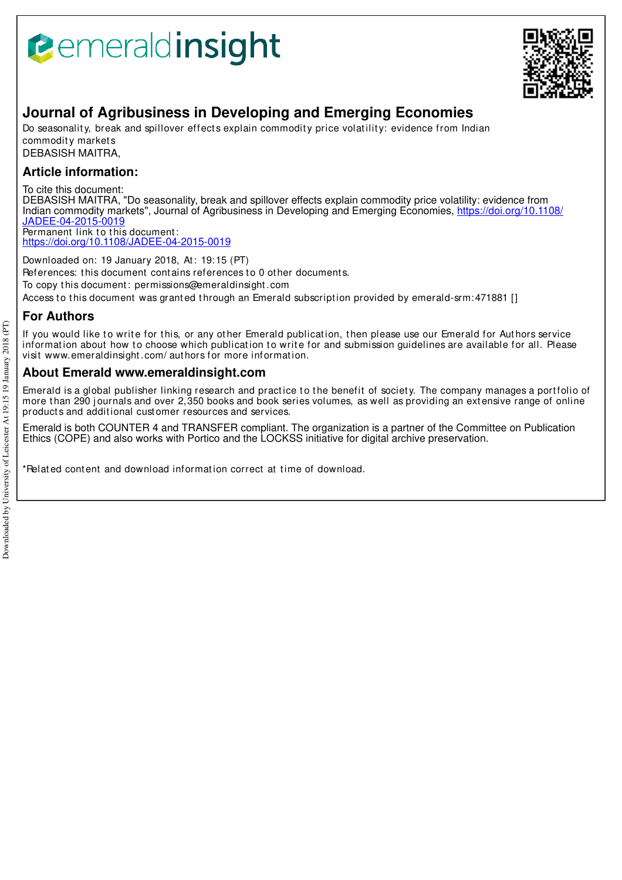# Journal of Agribusiness in Developing and Emerging Economies

Do seasonality, break and spillover effects explain commodity price volatility: evidence from Indian commodity markets

DEBASISH MAITRA,

## Article information:

To cite this document:
DEBASISH MAITRA, "Do seasonality, break and spillover effects explain commodity price volatility: evidence from Indian commodity markets", Journal of Agribusiness in Developing and Emerging Economies, https://doi.org/10.1108/JADEE-04-2015-0019

Permanent link to this document:
https://doi.org/10.1108/JADEE-04-2015-0019

Downloaded on: 19 January 2018, At: 19:15 (PT)

References: this document contains references to 0 other documents.

To copy this document: permissions@emeraldinsight.com

Access to this document was granted through an Emerald subscription provided by emerald-srm:471881 []

## For Authors

If you would like to write for this, or any other Emerald publication, then please use our Emerald for Authors service information about how to choose which publication to write for and submission guidelines are available for all. Please visit www.emeraldinsight.com/authors for more information.

## About Emerald www.emeraldinsight.com

Emerald is a global publisher linking research and practice to the benefit of society. The company manages a portfolio of more than 290 journals and over 2,350 books and book series volumes, as well as providing an extensive range of online products and additional customer resources and services.

Emerald is both COUNTER 4 and TRANSFER compliant. The organization is a partner of the Committee on Publication Ethics (COPE) and also works with Portico and the LOCKSS initiative for digital archive preservation.

*Related content and download information correct at time of download.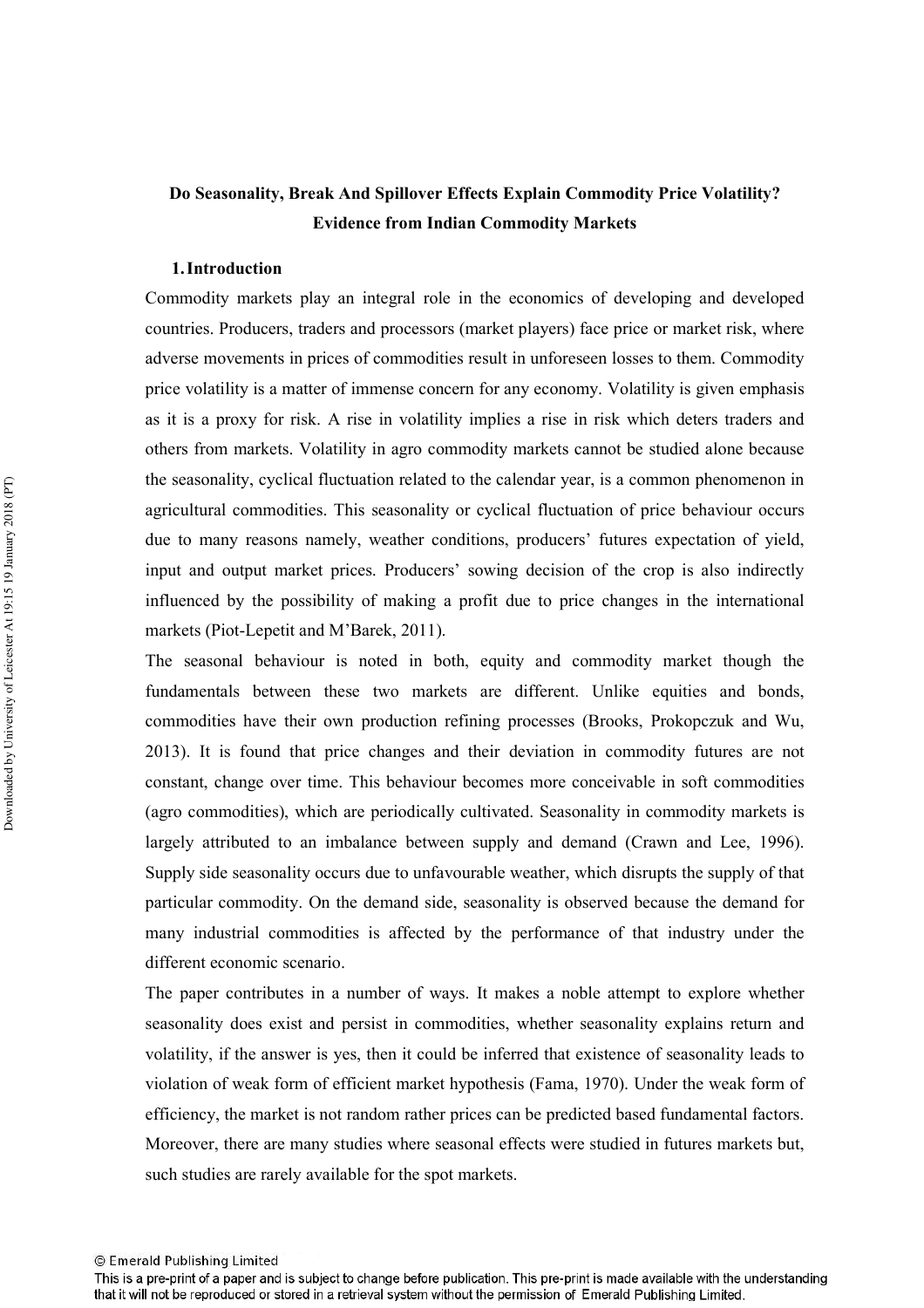# Do Seasonality, Break And Spillover Effects Explain Commodity Price Volatility? Evidence from Indian Commodity Markets

## 1. Introduction

Commodity markets play an integral role in the economics of developing and developed countries. Producers, traders and processors (market players) face price or market risk, where adverse movements in prices of commodities result in unforeseen losses to them. Commodity price volatility is a matter of immense concern for any economy. Volatility is given emphasis as it is a proxy for risk. A rise in volatility implies a rise in risk which deters traders and others from markets. Volatility in agro commodity markets cannot be studied alone because the seasonality, cyclical fluctuation related to the calendar year, is a common phenomenon in agricultural commodities. This seasonality or cyclical fluctuation of price behaviour occurs due to many reasons namely, weather conditions, producers' futures expectation of yield, input and output market prices. Producers' sowing decision of the crop is also indirectly influenced by the possibility of making a profit due to price changes in the international markets (Piot-Lepetit and M'Barek, 2011).

The seasonal behaviour is noted in both, equity and commodity market though the fundamentals between these two markets are different. Unlike equities and bonds, commodities have their own production refining processes (Brooks, Prokopczuk and Wu, 2013). It is found that price changes and their deviation in commodity futures are not constant, change over time. This behaviour becomes more conceivable in soft commodities (agro commodities), which are periodically cultivated. Seasonality in commodity markets is largely attributed to an imbalance between supply and demand (Crawn and Lee, 1996). Supply side seasonality occurs due to unfavourable weather, which disrupts the supply of that particular commodity. On the demand side, seasonality is observed because the demand for many industrial commodities is affected by the performance of that industry under the different economic scenario.

The paper contributes in a number of ways. It makes a noble attempt to explore whether seasonality does exist and persist in commodities, whether seasonality explains return and volatility, if the answer is yes, then it could be inferred that existence of seasonality leads to violation of weak form of efficient market hypothesis (Fama, 1970). Under the weak form of efficiency, the market is not random rather prices can be predicted based fundamental factors. Moreover, there are many studies where seasonal effects were studied in futures markets but, such studies are rarely available for the spot markets.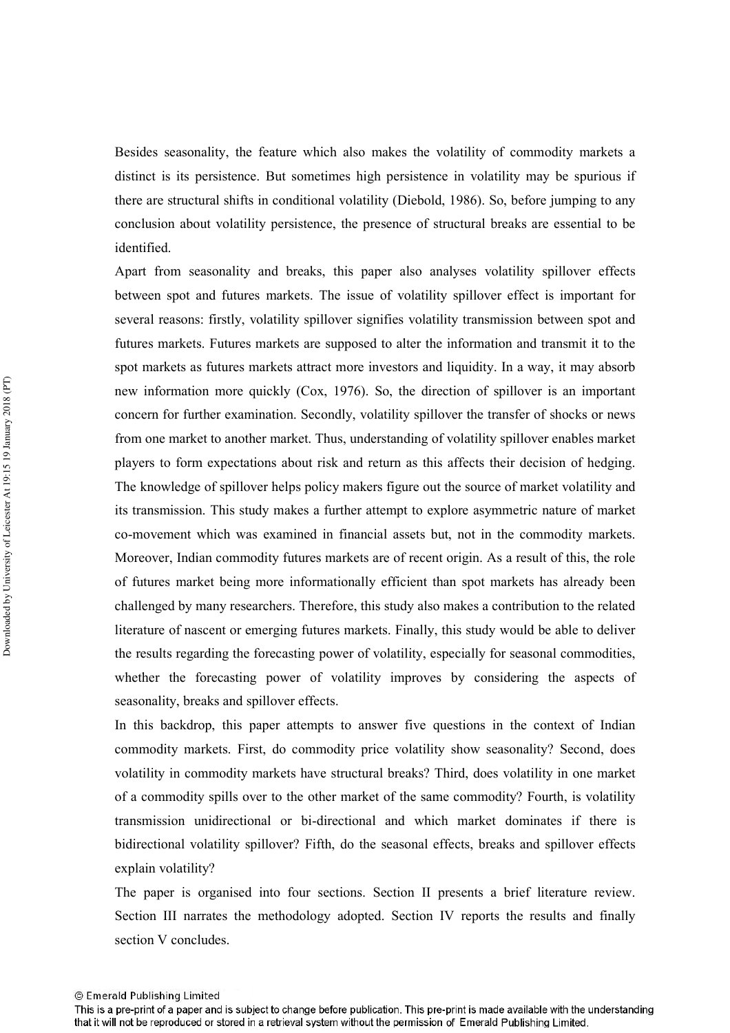Besides seasonality, the feature which also makes the volatility of commodity markets a distinct is its persistence. But sometimes high persistence in volatility may be spurious if there are structural shifts in conditional volatility (Diebold, 1986). So, before jumping to any conclusion about volatility persistence, the presence of structural breaks are essential to be identified.

Apart from seasonality and breaks, this paper also analyses volatility spillover effects between spot and futures markets. The issue of volatility spillover effect is important for several reasons: firstly, volatility spillover signifies volatility transmission between spot and futures markets. Futures markets are supposed to alter the information and transmit it to the spot markets as futures markets attract more investors and liquidity. In a way, it may absorb new information more quickly (Cox, 1976). So, the direction of spillover is an important concern for further examination. Secondly, volatility spillover the transfer of shocks or news from one market to another market. Thus, understanding of volatility spillover enables market players to form expectations about risk and return as this affects their decision of hedging. The knowledge of spillover helps policy makers figure out the source of market volatility and its transmission. This study makes a further attempt to explore asymmetric nature of market co-movement which was examined in financial assets but, not in the commodity markets. Moreover, Indian commodity futures markets are of recent origin. As a result of this, the role of futures market being more informationally efficient than spot markets has already been challenged by many researchers. Therefore, this study also makes a contribution to the related literature of nascent or emerging futures markets. Finally, this study would be able to deliver the results regarding the forecasting power of volatility, especially for seasonal commodities, whether the forecasting power of volatility improves by considering the aspects of seasonality, breaks and spillover effects.

In this backdrop, this paper attempts to answer five questions in the context of Indian commodity markets. First, do commodity price volatility show seasonality? Second, does volatility in commodity markets have structural breaks? Third, does volatility in one market of a commodity spills over to the other market of the same commodity? Fourth, is volatility transmission unidirectional or bi-directional and which market dominates if there is bidirectional volatility spillover? Fifth, do the seasonal effects, breaks and spillover effects explain volatility?

The paper is organised into four sections. Section II presents a brief literature review. Section III narrates the methodology adopted. Section IV reports the results and finally section V concludes.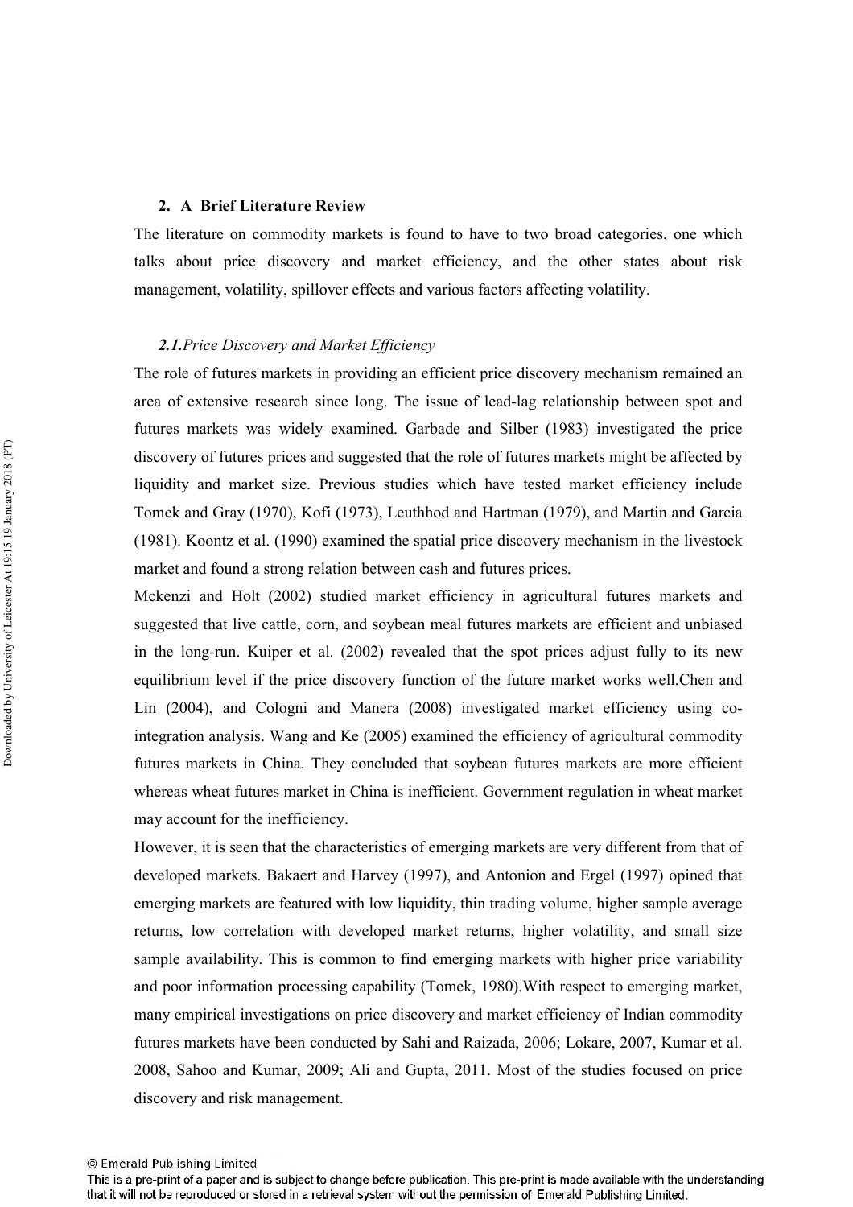## 2. A Brief Literature Review

The literature on commodity markets is found to have to two broad categories, one which talks about price discovery and market efficiency, and the other states about risk management, volatility, spillover effects and various factors affecting volatility.

### *2.1.Price Discovery and Market Efficiency*

The role of futures markets in providing an efficient price discovery mechanism remained an area of extensive research since long. The issue of lead-lag relationship between spot and futures markets was widely examined. Garbade and Silber (1983) investigated the price discovery of futures prices and suggested that the role of futures markets might be affected by liquidity and market size. Previous studies which have tested market efficiency include Tomek and Gray (1970), Kofi (1973), Leuthhod and Hartman (1979), and Martin and Garcia (1981). Koontz et al. (1990) examined the spatial price discovery mechanism in the livestock market and found a strong relation between cash and futures prices.

Mckenzi and Holt (2002) studied market efficiency in agricultural futures markets and suggested that live cattle, corn, and soybean meal futures markets are efficient and unbiased in the long-run. Kuiper et al. (2002) revealed that the spot prices adjust fully to its new equilibrium level if the price discovery function of the future market works well.Chen and Lin (2004), and Cologni and Manera (2008) investigated market efficiency using co-integration analysis. Wang and Ke (2005) examined the efficiency of agricultural commodity futures markets in China. They concluded that soybean futures markets are more efficient whereas wheat futures market in China is inefficient. Government regulation in wheat market may account for the inefficiency.

However, it is seen that the characteristics of emerging markets are very different from that of developed markets. Bakaert and Harvey (1997), and Antonion and Ergel (1997) opined that emerging markets are featured with low liquidity, thin trading volume, higher sample average returns, low correlation with developed market returns, higher volatility, and small size sample availability. This is common to find emerging markets with higher price variability and poor information processing capability (Tomek, 1980).With respect to emerging market, many empirical investigations on price discovery and market efficiency of Indian commodity futures markets have been conducted by Sahi and Raizada, 2006; Lokare, 2007, Kumar et al. 2008, Sahoo and Kumar, 2009; Ali and Gupta, 2011. Most of the studies focused on price discovery and risk management.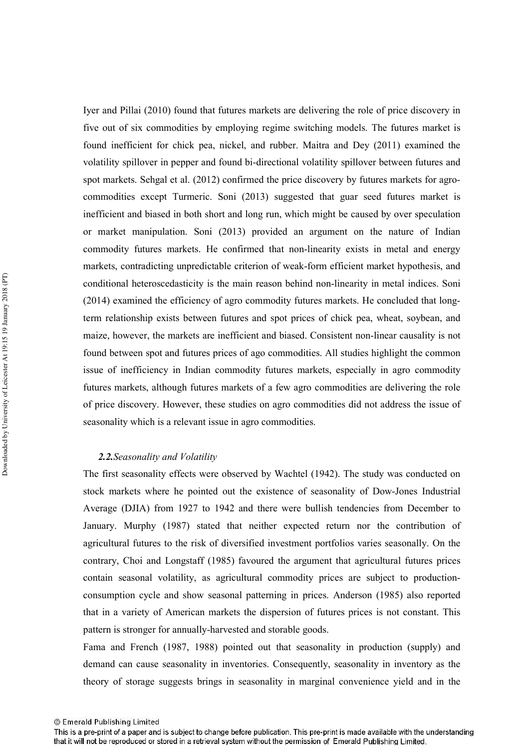Iyer and Pillai (2010) found that futures markets are delivering the role of price discovery in five out of six commodities by employing regime switching models. The futures market is found inefficient for chick pea, nickel, and rubber. Maitra and Dey (2011) examined the volatility spillover in pepper and found bi-directional volatility spillover between futures and spot markets. Sehgal et al. (2012) confirmed the price discovery by futures markets for agro-commodities except Turmeric. Soni (2013) suggested that guar seed futures market is inefficient and biased in both short and long run, which might be caused by over speculation or market manipulation. Soni (2013) provided an argument on the nature of Indian commodity futures markets. He confirmed that non-linearity exists in metal and energy markets, contradicting unpredictable criterion of weak-form efficient market hypothesis, and conditional heteroscedasticity is the main reason behind non-linearity in metal indices. Soni (2014) examined the efficiency of agro commodity futures markets. He concluded that long-term relationship exists between futures and spot prices of chick pea, wheat, soybean, and maize, however, the markets are inefficient and biased. Consistent non-linear causality is not found between spot and futures prices of ago commodities. All studies highlight the common issue of inefficiency in Indian commodity futures markets, especially in agro commodity futures markets, although futures markets of a few agro commodities are delivering the role of price discovery. However, these studies on agro commodities did not address the issue of seasonality which is a relevant issue in agro commodities.

### ***2.2.****Seasonality and Volatility*

The first seasonality effects were observed by Wachtel (1942). The study was conducted on stock markets where he pointed out the existence of seasonality of Dow-Jones Industrial Average (DJIA) from 1927 to 1942 and there were bullish tendencies from December to January. Murphy (1987) stated that neither expected return nor the contribution of agricultural futures to the risk of diversified investment portfolios varies seasonally. On the contrary, Choi and Longstaff (1985) favoured the argument that agricultural futures prices contain seasonal volatility, as agricultural commodity prices are subject to production-consumption cycle and show seasonal patterning in prices. Anderson (1985) also reported that in a variety of American markets the dispersion of futures prices is not constant. This pattern is stronger for annually-harvested and storable goods.

Fama and French (1987, 1988) pointed out that seasonality in production (supply) and demand can cause seasonality in inventories. Consequently, seasonality in inventory as the theory of storage suggests brings in seasonality in marginal convenience yield and in the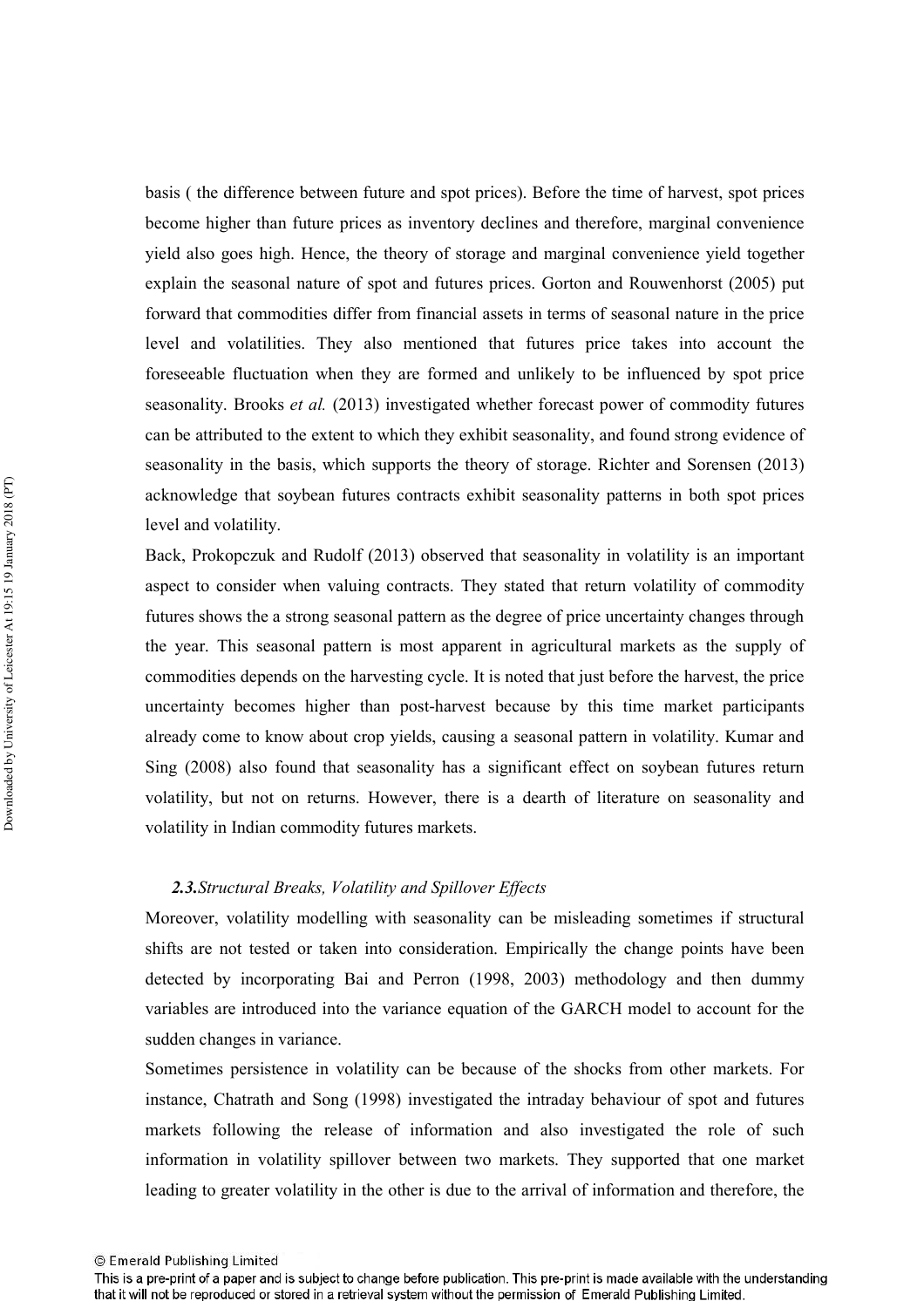basis ( the difference between future and spot prices). Before the time of harvest, spot prices become higher than future prices as inventory declines and therefore, marginal convenience yield also goes high. Hence, the theory of storage and marginal convenience yield together explain the seasonal nature of spot and futures prices. Gorton and Rouwenhorst (2005) put forward that commodities differ from financial assets in terms of seasonal nature in the price level and volatilities. They also mentioned that futures price takes into account the foreseeable fluctuation when they are formed and unlikely to be influenced by spot price seasonality. Brooks *et al.* (2013) investigated whether forecast power of commodity futures can be attributed to the extent to which they exhibit seasonality, and found strong evidence of seasonality in the basis, which supports the theory of storage. Richter and Sorensen (2013) acknowledge that soybean futures contracts exhibit seasonality patterns in both spot prices level and volatility.

Back, Prokopczuk and Rudolf (2013) observed that seasonality in volatility is an important aspect to consider when valuing contracts. They stated that return volatility of commodity futures shows the a strong seasonal pattern as the degree of price uncertainty changes through the year. This seasonal pattern is most apparent in agricultural markets as the supply of commodities depends on the harvesting cycle. It is noted that just before the harvest, the price uncertainty becomes higher than post-harvest because by this time market participants already come to know about crop yields, causing a seasonal pattern in volatility. Kumar and Sing (2008) also found that seasonality has a significant effect on soybean futures return volatility, but not on returns. However, there is a dearth of literature on seasonality and volatility in Indian commodity futures markets.

### *2.3.Structural Breaks, Volatility and Spillover Effects*

Moreover, volatility modelling with seasonality can be misleading sometimes if structural shifts are not tested or taken into consideration. Empirically the change points have been detected by incorporating Bai and Perron (1998, 2003) methodology and then dummy variables are introduced into the variance equation of the GARCH model to account for the sudden changes in variance.

Sometimes persistence in volatility can be because of the shocks from other markets. For instance, Chatrath and Song (1998) investigated the intraday behaviour of spot and futures markets following the release of information and also investigated the role of such information in volatility spillover between two markets. They supported that one market leading to greater volatility in the other is due to the arrival of information and therefore, the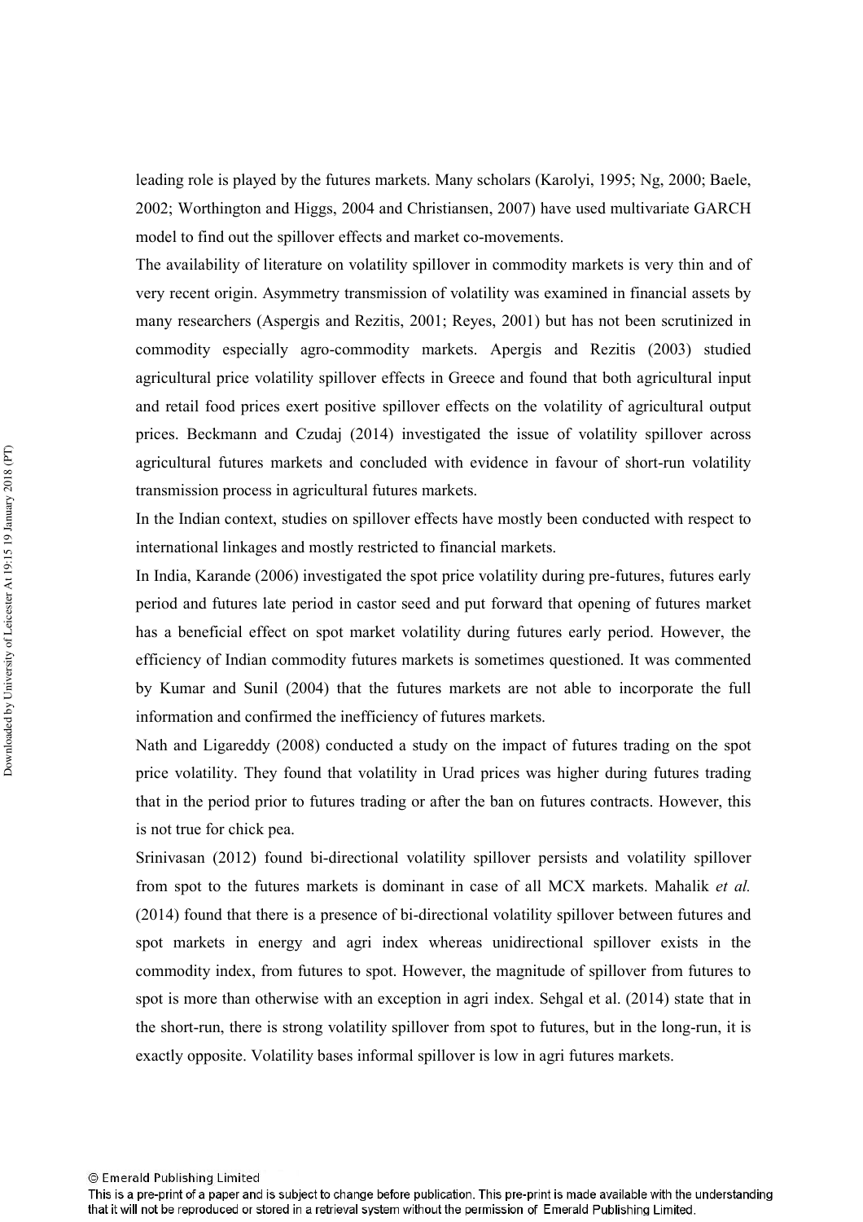leading role is played by the futures markets. Many scholars (Karolyi, 1995; Ng, 2000; Baele, 2002; Worthington and Higgs, 2004 and Christiansen, 2007) have used multivariate GARCH model to find out the spillover effects and market co-movements.

The availability of literature on volatility spillover in commodity markets is very thin and of very recent origin. Asymmetry transmission of volatility was examined in financial assets by many researchers (Aspergis and Rezitis, 2001; Reyes, 2001) but has not been scrutinized in commodity especially agro-commodity markets. Apergis and Rezitis (2003) studied agricultural price volatility spillover effects in Greece and found that both agricultural input and retail food prices exert positive spillover effects on the volatility of agricultural output prices. Beckmann and Czudaj (2014) investigated the issue of volatility spillover across agricultural futures markets and concluded with evidence in favour of short-run volatility transmission process in agricultural futures markets.

In the Indian context, studies on spillover effects have mostly been conducted with respect to international linkages and mostly restricted to financial markets.

In India, Karande (2006) investigated the spot price volatility during pre-futures, futures early period and futures late period in castor seed and put forward that opening of futures market has a beneficial effect on spot market volatility during futures early period. However, the efficiency of Indian commodity futures markets is sometimes questioned. It was commented by Kumar and Sunil (2004) that the futures markets are not able to incorporate the full information and confirmed the inefficiency of futures markets.

Nath and Ligareddy (2008) conducted a study on the impact of futures trading on the spot price volatility. They found that volatility in Urad prices was higher during futures trading that in the period prior to futures trading or after the ban on futures contracts. However, this is not true for chick pea.

Srinivasan (2012) found bi-directional volatility spillover persists and volatility spillover from spot to the futures markets is dominant in case of all MCX markets. Mahalik *et al.* (2014) found that there is a presence of bi-directional volatility spillover between futures and spot markets in energy and agri index whereas unidirectional spillover exists in the commodity index, from futures to spot. However, the magnitude of spillover from futures to spot is more than otherwise with an exception in agri index. Sehgal et al. (2014) state that in the short-run, there is strong volatility spillover from spot to futures, but in the long-run, it is exactly opposite. Volatility bases informal spillover is low in agri futures markets.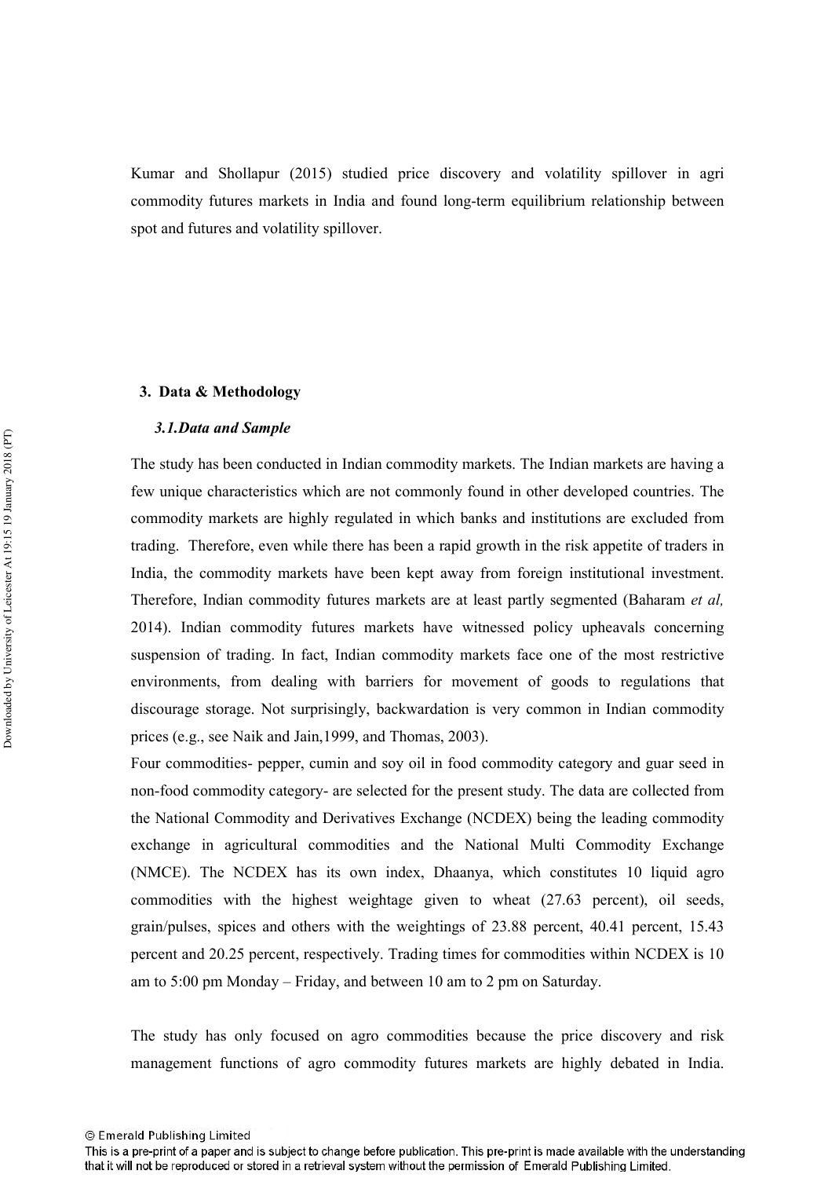Kumar and Shollapur (2015) studied price discovery and volatility spillover in agri commodity futures markets in India and found long-term equilibrium relationship between spot and futures and volatility spillover.

## 3. Data & Methodology

### *3.1. Data and Sample*

The study has been conducted in Indian commodity markets. The Indian markets are having a few unique characteristics which are not commonly found in other developed countries. The commodity markets are highly regulated in which banks and institutions are excluded from trading. Therefore, even while there has been a rapid growth in the risk appetite of traders in India, the commodity markets have been kept away from foreign institutional investment. Therefore, Indian commodity futures markets are at least partly segmented (Baharam *et al,* 2014). Indian commodity futures markets have witnessed policy upheavals concerning suspension of trading. In fact, Indian commodity markets face one of the most restrictive environments, from dealing with barriers for movement of goods to regulations that discourage storage. Not surprisingly, backwardation is very common in Indian commodity prices (e.g., see Naik and Jain,1999, and Thomas, 2003).

Four commodities- pepper, cumin and soy oil in food commodity category and guar seed in non-food commodity category- are selected for the present study. The data are collected from the National Commodity and Derivatives Exchange (NCDEX) being the leading commodity exchange in agricultural commodities and the National Multi Commodity Exchange (NMCE). The NCDEX has its own index, Dhaanya, which constitutes 10 liquid agro commodities with the highest weightage given to wheat (27.63 percent), oil seeds, grain/pulses, spices and others with the weightings of 23.88 percent, 40.41 percent, 15.43 percent and 20.25 percent, respectively. Trading times for commodities within NCDEX is 10 am to 5:00 pm Monday – Friday, and between 10 am to 2 pm on Saturday.

The study has only focused on agro commodities because the price discovery and risk management functions of agro commodity futures markets are highly debated in India.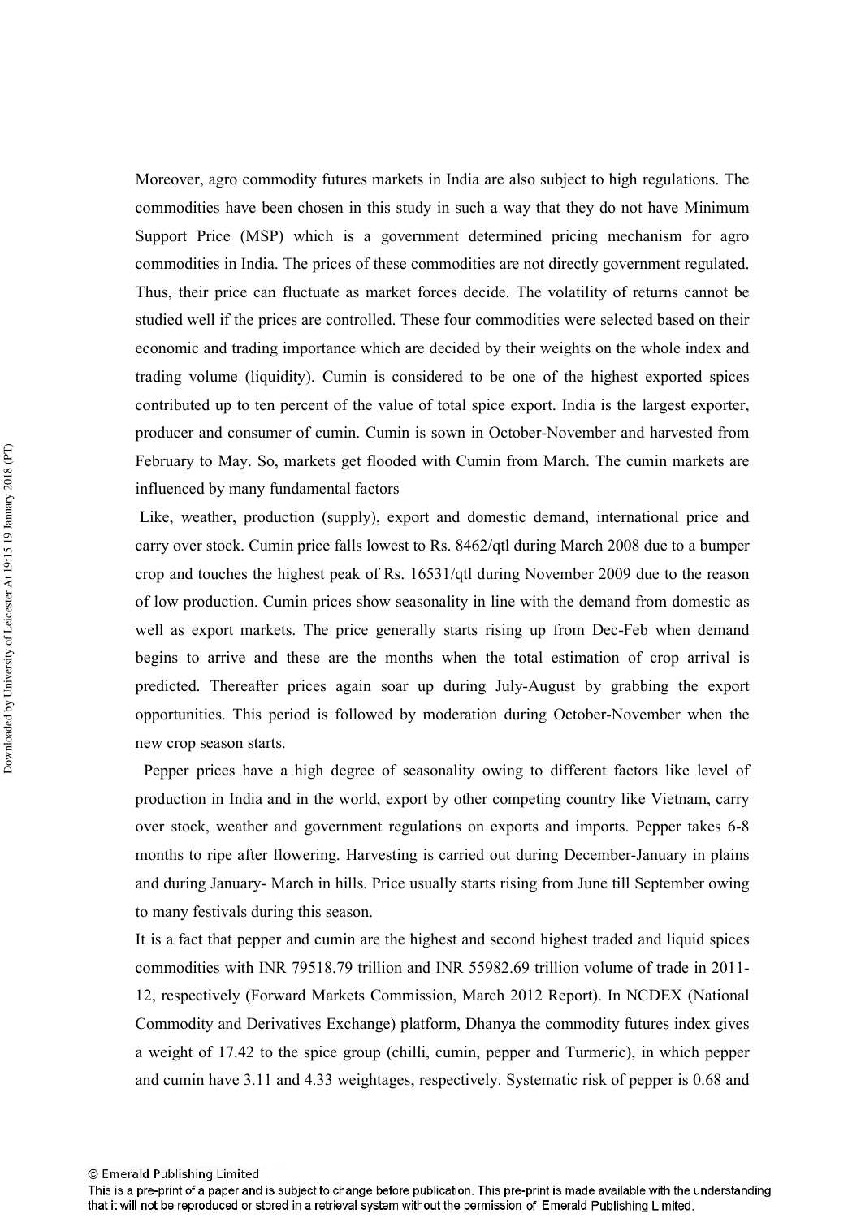Moreover, agro commodity futures markets in India are also subject to high regulations. The commodities have been chosen in this study in such a way that they do not have Minimum Support Price (MSP) which is a government determined pricing mechanism for agro commodities in India. The prices of these commodities are not directly government regulated. Thus, their price can fluctuate as market forces decide. The volatility of returns cannot be studied well if the prices are controlled. These four commodities were selected based on their economic and trading importance which are decided by their weights on the whole index and trading volume (liquidity). Cumin is considered to be one of the highest exported spices contributed up to ten percent of the value of total spice export. India is the largest exporter, producer and consumer of cumin. Cumin is sown in October-November and harvested from February to May. So, markets get flooded with Cumin from March. The cumin markets are influenced by many fundamental factors

Like, weather, production (supply), export and domestic demand, international price and carry over stock. Cumin price falls lowest to Rs. 8462/qtl during March 2008 due to a bumper crop and touches the highest peak of Rs. 16531/qtl during November 2009 due to the reason of low production. Cumin prices show seasonality in line with the demand from domestic as well as export markets. The price generally starts rising up from Dec-Feb when demand begins to arrive and these are the months when the total estimation of crop arrival is predicted. Thereafter prices again soar up during July-August by grabbing the export opportunities. This period is followed by moderation during October-November when the new crop season starts.

Pepper prices have a high degree of seasonality owing to different factors like level of production in India and in the world, export by other competing country like Vietnam, carry over stock, weather and government regulations on exports and imports. Pepper takes 6-8 months to ripe after flowering. Harvesting is carried out during December-January in plains and during January- March in hills. Price usually starts rising from June till September owing to many festivals during this season.

It is a fact that pepper and cumin are the highest and second highest traded and liquid spices commodities with INR 79518.79 trillion and INR 55982.69 trillion volume of trade in 2011-12, respectively (Forward Markets Commission, March 2012 Report). In NCDEX (National Commodity and Derivatives Exchange) platform, Dhanya the commodity futures index gives a weight of 17.42 to the spice group (chilli, cumin, pepper and Turmeric), in which pepper and cumin have 3.11 and 4.33 weightages, respectively. Systematic risk of pepper is 0.68 and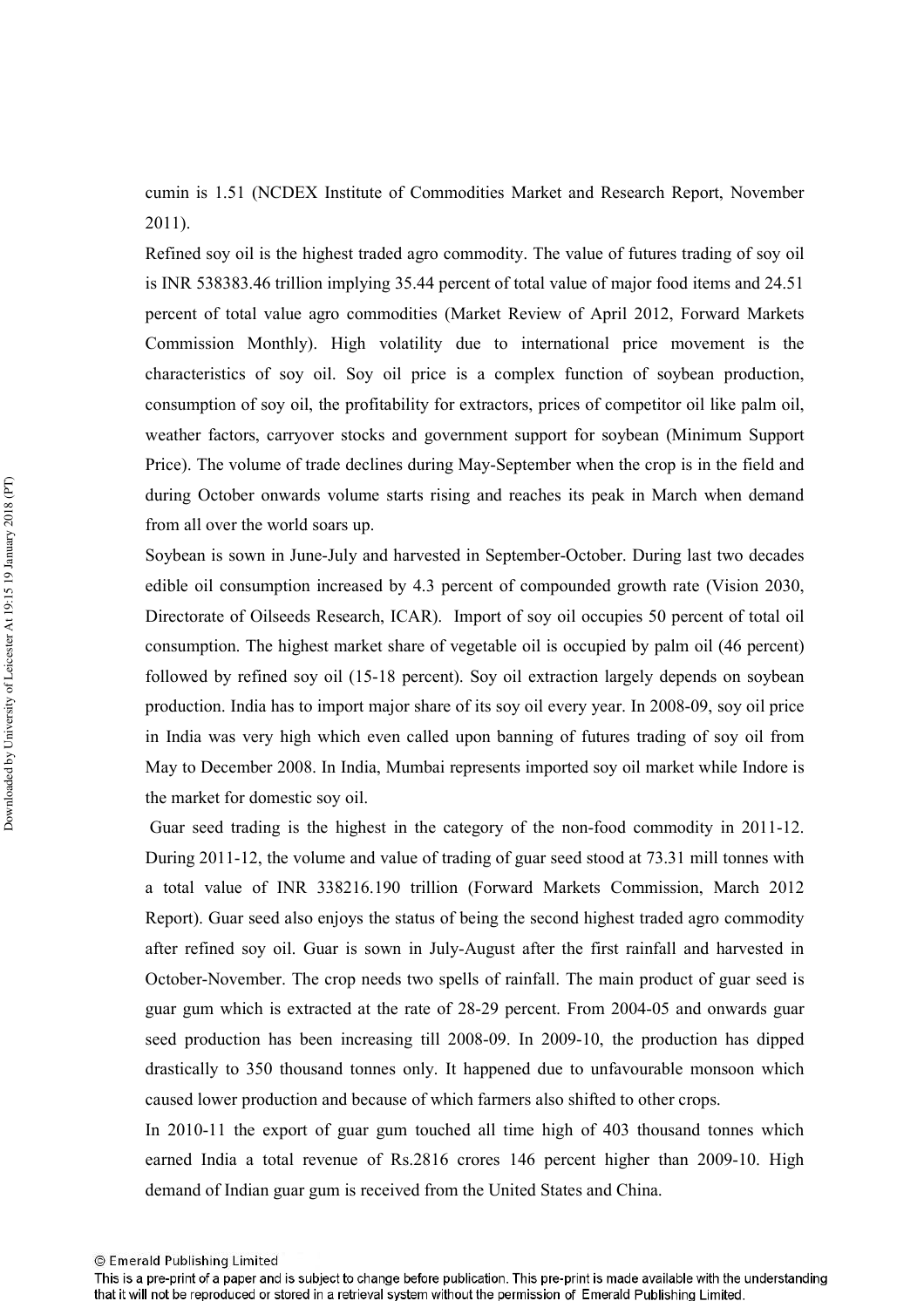cumin is 1.51 (NCDEX Institute of Commodities Market and Research Report, November 2011).

Refined soy oil is the highest traded agro commodity. The value of futures trading of soy oil is INR 538383.46 trillion implying 35.44 percent of total value of major food items and 24.51 percent of total value agro commodities (Market Review of April 2012, Forward Markets Commission Monthly). High volatility due to international price movement is the characteristics of soy oil. Soy oil price is a complex function of soybean production, consumption of soy oil, the profitability for extractors, prices of competitor oil like palm oil, weather factors, carryover stocks and government support for soybean (Minimum Support Price). The volume of trade declines during May-September when the crop is in the field and during October onwards volume starts rising and reaches its peak in March when demand from all over the world soars up.

Soybean is sown in June-July and harvested in September-October. During last two decades edible oil consumption increased by 4.3 percent of compounded growth rate (Vision 2030, Directorate of Oilseeds Research, ICAR). Import of soy oil occupies 50 percent of total oil consumption. The highest market share of vegetable oil is occupied by palm oil (46 percent) followed by refined soy oil (15-18 percent). Soy oil extraction largely depends on soybean production. India has to import major share of its soy oil every year. In 2008-09, soy oil price in India was very high which even called upon banning of futures trading of soy oil from May to December 2008. In India, Mumbai represents imported soy oil market while Indore is the market for domestic soy oil.

Guar seed trading is the highest in the category of the non-food commodity in 2011-12. During 2011-12, the volume and value of trading of guar seed stood at 73.31 mill tonnes with a total value of INR 338216.190 trillion (Forward Markets Commission, March 2012 Report). Guar seed also enjoys the status of being the second highest traded agro commodity after refined soy oil. Guar is sown in July-August after the first rainfall and harvested in October-November. The crop needs two spells of rainfall. The main product of guar seed is guar gum which is extracted at the rate of 28-29 percent. From 2004-05 and onwards guar seed production has been increasing till 2008-09. In 2009-10, the production has dipped drastically to 350 thousand tonnes only. It happened due to unfavourable monsoon which caused lower production and because of which farmers also shifted to other crops.

In 2010-11 the export of guar gum touched all time high of 403 thousand tonnes which earned India a total revenue of Rs.2816 crores 146 percent higher than 2009-10. High demand of Indian guar gum is received from the United States and China.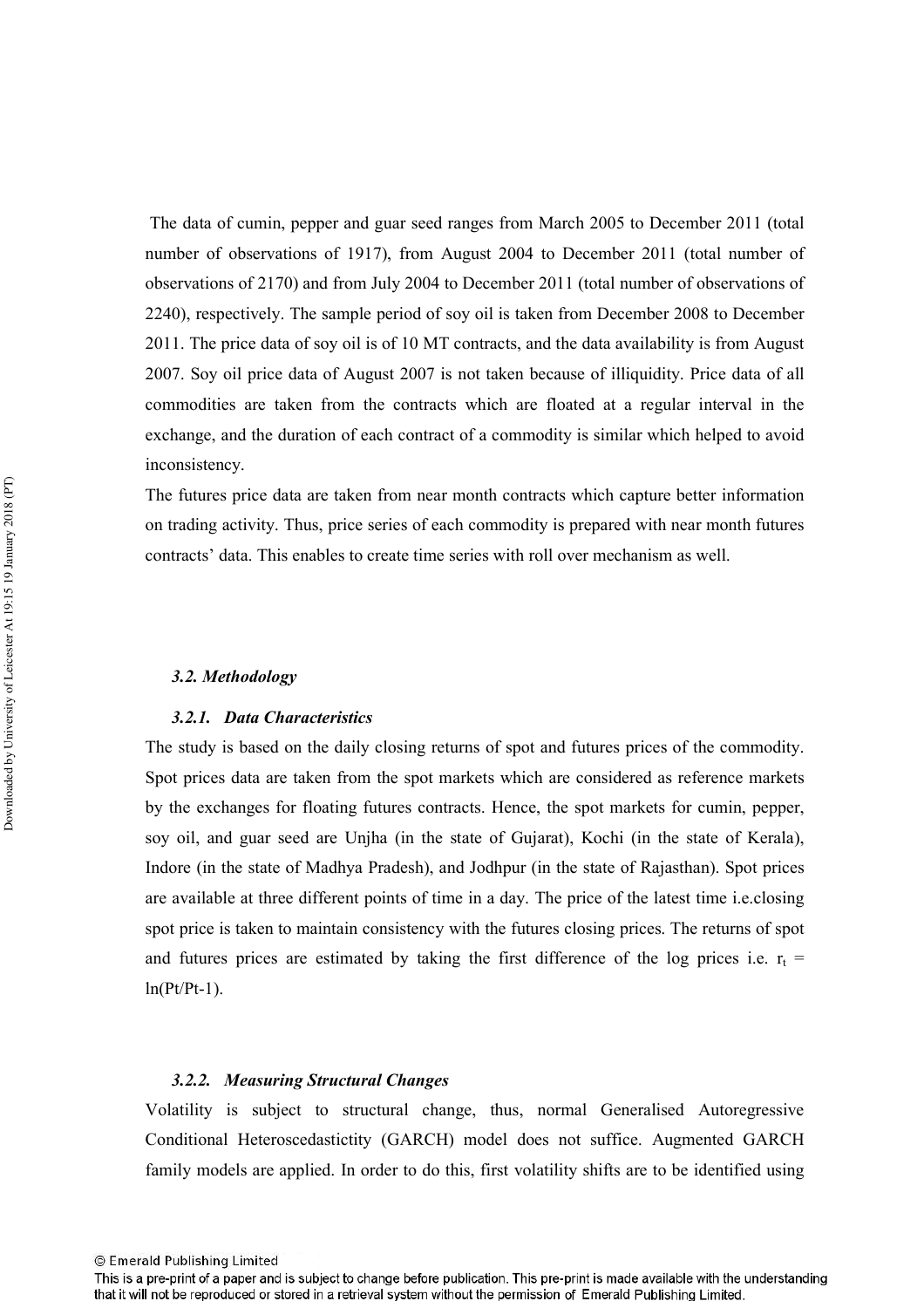The data of cumin, pepper and guar seed ranges from March 2005 to December 2011 (total number of observations of 1917), from August 2004 to December 2011 (total number of observations of 2170) and from July 2004 to December 2011 (total number of observations of 2240), respectively. The sample period of soy oil is taken from December 2008 to December 2011. The price data of soy oil is of 10 MT contracts, and the data availability is from August 2007. Soy oil price data of August 2007 is not taken because of illiquidity. Price data of all commodities are taken from the contracts which are floated at a regular interval in the exchange, and the duration of each contract of a commodity is similar which helped to avoid inconsistency.

The futures price data are taken from near month contracts which capture better information on trading activity. Thus, price series of each commodity is prepared with near month futures contracts' data. This enables to create time series with roll over mechanism as well.

### *3.2. Methodology*

#### *3.2.1. Data Characteristics*

The study is based on the daily closing returns of spot and futures prices of the commodity. Spot prices data are taken from the spot markets which are considered as reference markets by the exchanges for floating futures contracts. Hence, the spot markets for cumin, pepper, soy oil, and guar seed are Unjha (in the state of Gujarat), Kochi (in the state of Kerala), Indore (in the state of Madhya Pradesh), and Jodhpur (in the state of Rajasthan). Spot prices are available at three different points of time in a day. The price of the latest time i.e.closing spot price is taken to maintain consistency with the futures closing prices. The returns of spot and futures prices are estimated by taking the first difference of the log prices i.e. $r_t = \ln(P_t/P_{t-1})$.

#### *3.2.2. Measuring Structural Changes*

Volatility is subject to structural change, thus, normal Generalised Autoregressive Conditional Heteroscedastictity (GARCH) model does not suffice. Augmented GARCH family models are applied. In order to do this, first volatility shifts are to be identified using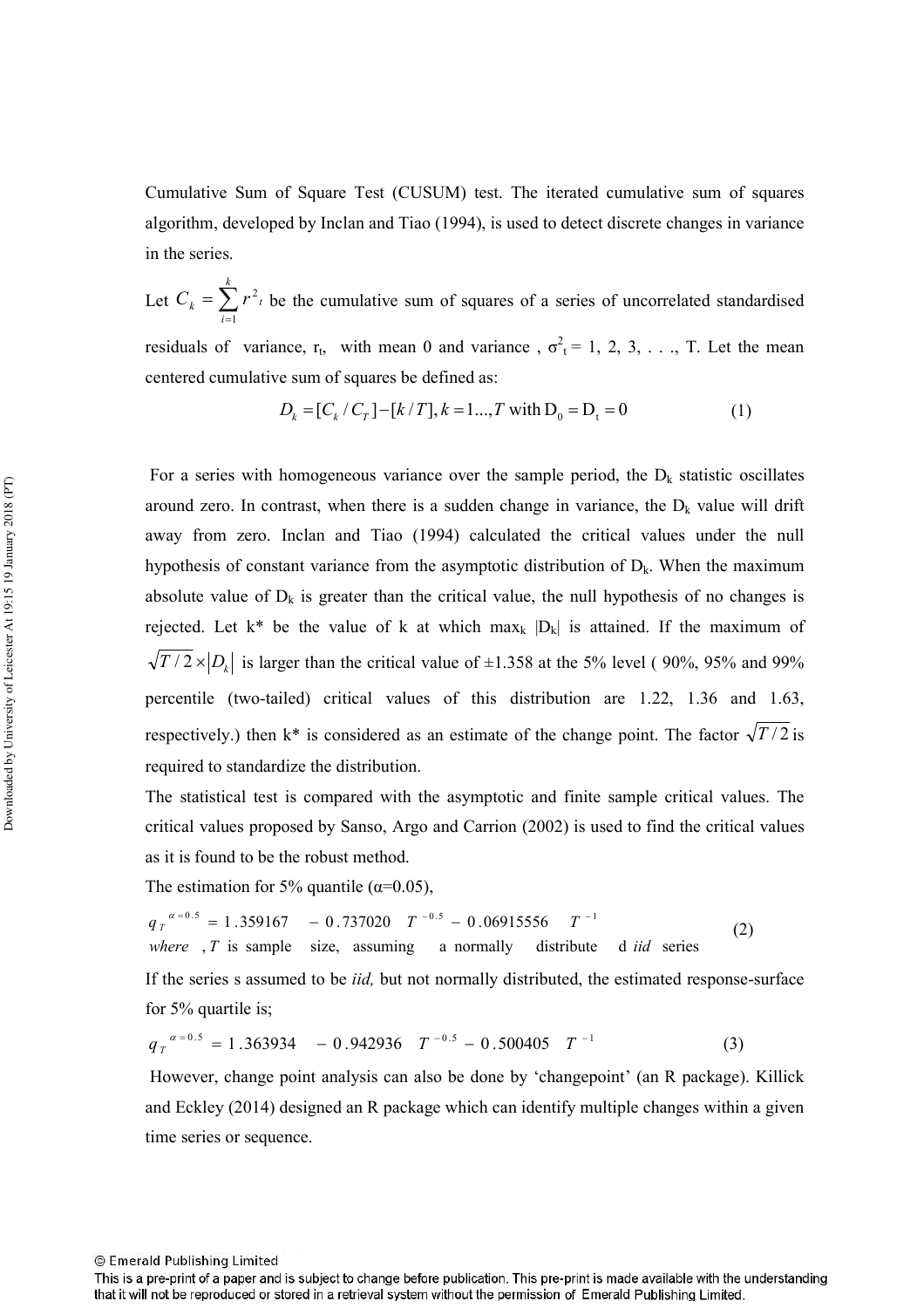Cumulative Sum of Square Test (CUSUM) test. The iterated cumulative sum of squares algorithm, developed by Inclan and Tiao (1994), is used to detect discrete changes in variance in the series.

Let $C_k = \sum_{i=1}^{k} r^2{}_t$ be the cumulative sum of squares of a series of uncorrelated standardised residuals of variance, $r_t$, with mean 0 and variance , $\sigma^2{}_t$ = 1, 2, 3, . . ., T. Let the mean centered cumulative sum of squares be defined as:

$$D_k = [C_k / C_T] - [k / T], k = 1..., T \text{ with } D_0 = D_t = 0 \tag{1}$$

For a series with homogeneous variance over the sample period, the $D_k$ statistic oscillates around zero. In contrast, when there is a sudden change in variance, the $D_k$ value will drift away from zero. Inclan and Tiao (1994) calculated the critical values under the null hypothesis of constant variance from the asymptotic distribution of $D_k$. When the maximum absolute value of $D_k$ is greater than the critical value, the null hypothesis of no changes is rejected. Let k* be the value of k at which $\max_k |D_k|$ is attained. If the maximum of $\sqrt{T/2} \times |D_k|$ is larger than the critical value of ±1.358 at the 5% level ( 90%, 95% and 99% percentile (two-tailed) critical values of this distribution are 1.22, 1.36 and 1.63, respectively.) then k* is considered as an estimate of the change point. The factor $\sqrt{T/2}$ is required to standardize the distribution.

The statistical test is compared with the asymptotic and finite sample critical values. The critical values proposed by Sanso, Argo and Carrion (2002) is used to find the critical values as it is found to be the robust method.

The estimation for 5% quantile (α=0.05),

$$q_T^{\alpha=0.5} = 1.359167 \quad - 0.737020 \quad T^{-0.5} - 0.06915556 \quad T^{-1} \tag{2}$$

*where* , $T$ is sample size, assuming a normally distribute d *iid* series

If the series s assumed to be *iid,* but not normally distributed, the estimated response-surface for 5% quartile is;

$$q_T^{\alpha=0.5} = 1.363934 \quad - 0.942936 \quad T^{-0.5} - 0.500405 \quad T^{-1} \tag{3}$$

However, change point analysis can also be done by 'changepoint' (an R package). Killick and Eckley (2014) designed an R package which can identify multiple changes within a given time series or sequence.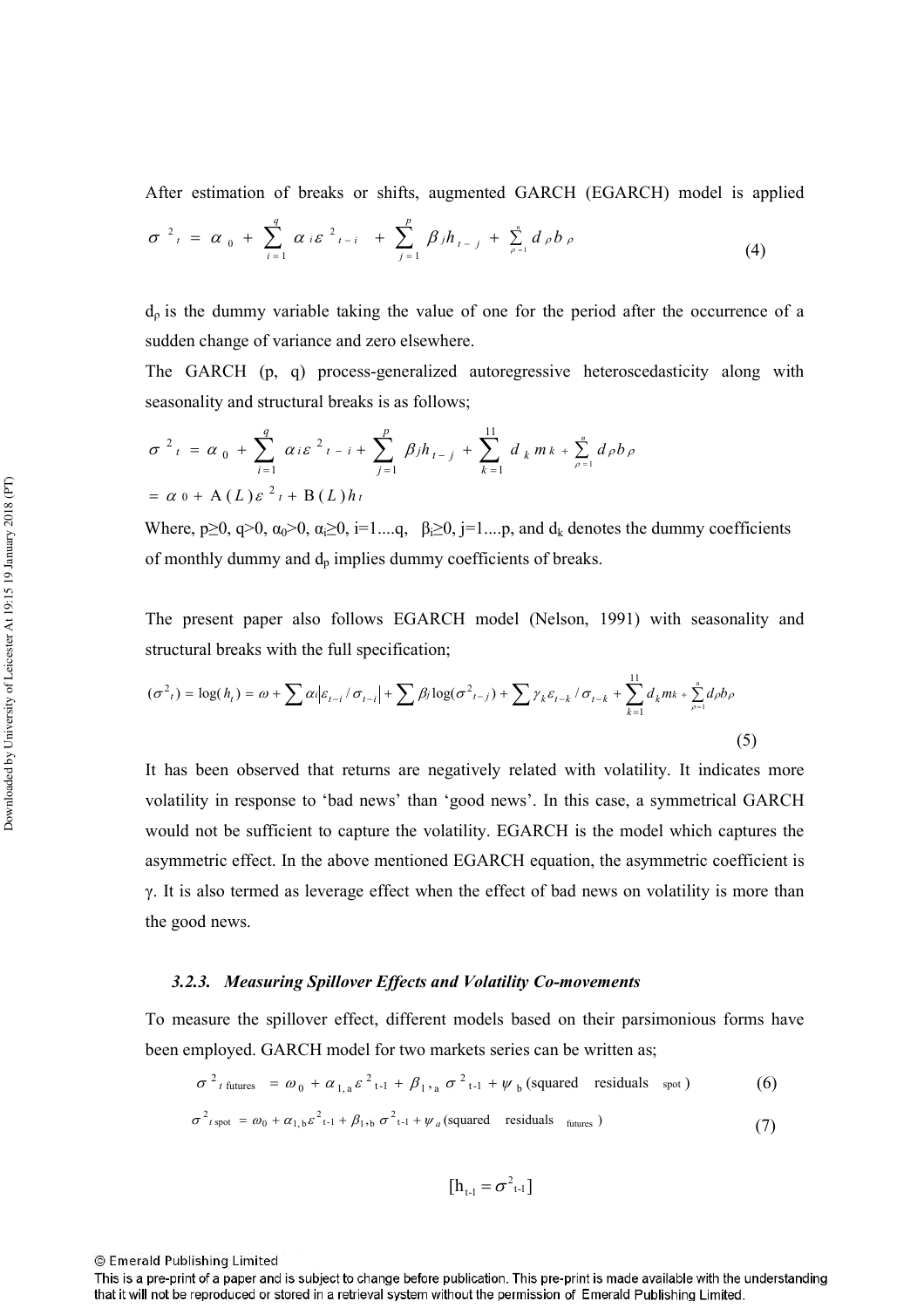After estimation of breaks or shifts, augmented GARCH (EGARCH) model is applied

$$\sigma^2{}_t = \alpha_0 + \sum_{i=1}^{q} \alpha_i \varepsilon^2{}_{t-i} + \sum_{j=1}^{p} \beta_j h_{t-j} + \sum_{\rho=1}^{n} d_\rho b_\rho \tag{4}$$

$d_\rho$ is the dummy variable taking the value of one for the period after the occurrence of a sudden change of variance and zero elsewhere.

The GARCH (p, q) process-generalized autoregressive heteroscedasticity along with seasonality and structural breaks is as follows;

$$\sigma^2{}_t = \alpha_0 + \sum_{i=1}^{q} \alpha_i \varepsilon^2{}_{t-i} + \sum_{j=1}^{p} \beta_j h_{t-j} + \sum_{k=1}^{11} d_k m_k + \sum_{\rho=1}^{n} d_\rho b_\rho$$

$$= \alpha_0 + \mathrm{A}(L)\varepsilon^2{}_t + \mathrm{B}(L) h_t$$

Where, $p \geq 0$, $q > 0$, $\alpha_0 > 0$, $\alpha_i \geq 0$, $i=1....q$, $\beta_i \geq 0$, $j=1....p$, and $d_k$ denotes the dummy coefficients of monthly dummy and $d_p$ implies dummy coefficients of breaks.

The present paper also follows EGARCH model (Nelson, 1991) with seasonality and structural breaks with the full specification;

$$(\sigma^2{}_t) = \log(h_t) = \omega + \sum \alpha_i \left| \varepsilon_{t-i} / \sigma_{t-i} \right| + \sum \beta_j \log(\sigma^2{}_{t-j}) + \sum \gamma_k \varepsilon_{t-k} / \sigma_{t-k} + \sum_{k=1}^{11} d_k m_k + \sum_{\rho=1}^{n} d_\rho b_\rho \tag{5}$$

It has been observed that returns are negatively related with volatility. It indicates more volatility in response to 'bad news' than 'good news'. In this case, a symmetrical GARCH would not be sufficient to capture the volatility. EGARCH is the model which captures the asymmetric effect. In the above mentioned EGARCH equation, the asymmetric coefficient is γ. It is also termed as leverage effect when the effect of bad news on volatility is more than the good news.

### *3.2.3. Measuring Spillover Effects and Volatility Co-movements*

To measure the spillover effect, different models based on their parsimonious forms have been employed. GARCH model for two markets series can be written as;

$$\sigma^2{}_{t\ \text{futures}} = \omega_0 + \alpha_{1,a}\varepsilon^2{}_{t-1} + \beta_{1,a}\sigma^2{}_{t-1} + \psi_b (\text{squared residuals}_{\text{spot}}) \tag{6}$$

$$\sigma^2{}_{t\ \text{spot}} = \omega_0 + \alpha_{1,b}\varepsilon^2{}_{t-1} + \beta_{1,b}\sigma^2{}_{t-1} + \psi_a (\text{squared residuals}_{\text{futures}}) \tag{7}$$

$$[\mathrm{h}_{t-1} = \sigma^2{}_{t-1}]$$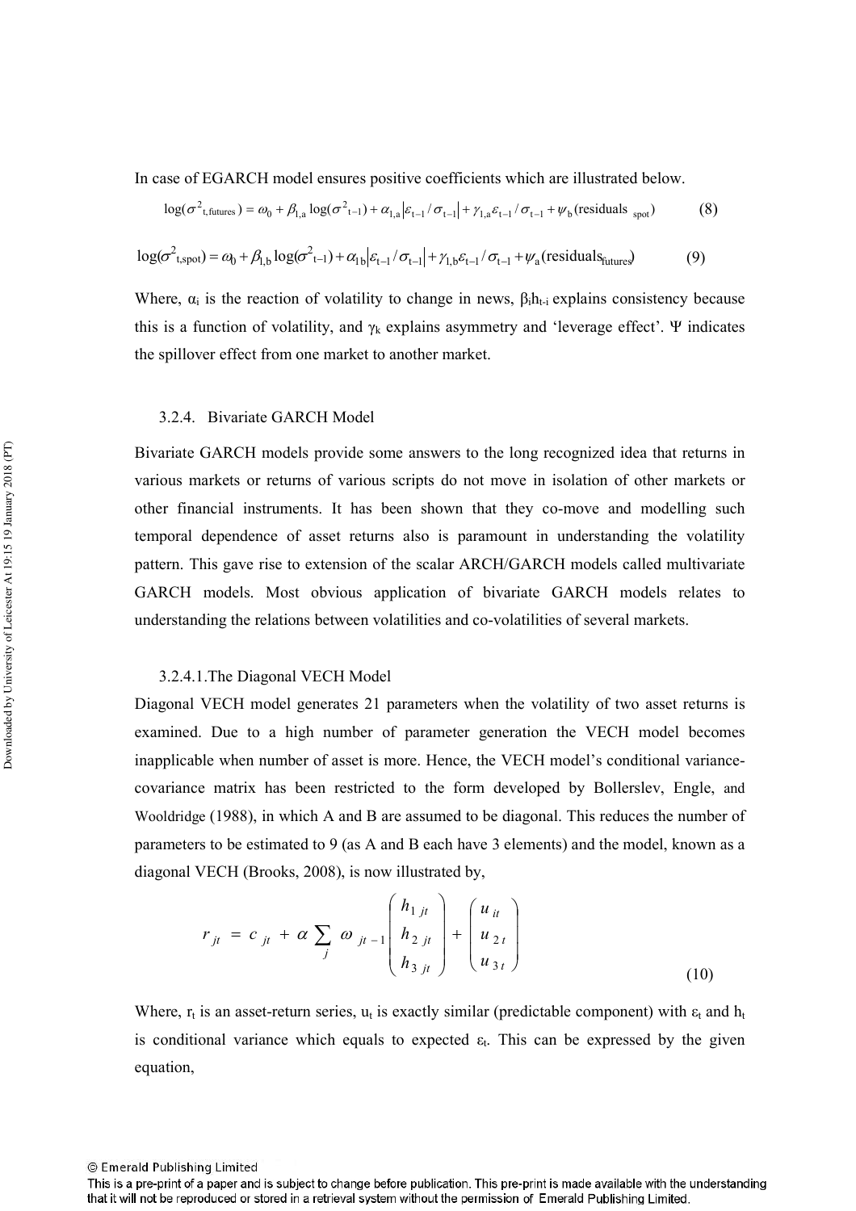In case of EGARCH model ensures positive coefficients which are illustrated below.

$$\log(\sigma^2_{\mathrm{t,futures}}) = \omega_0 + \beta_{1,a}\log(\sigma^2_{\mathrm{t-1}}) + \alpha_{1,a}\left|\varepsilon_{\mathrm{t-1}}/\sigma_{\mathrm{t-1}}\right| + \gamma_{1,a}\varepsilon_{\mathrm{t-1}}/\sigma_{\mathrm{t-1}} + \psi_{\mathrm{b}}(\text{residuals}_{\ \mathrm{spot}}) \tag{8}$$

$$\log(\sigma^2_{\mathrm{t,spot}}) = \omega_0 + \beta_{1,b}\log(\sigma^2_{\mathrm{t-1}}) + \alpha_{1b}\left|\varepsilon_{\mathrm{t-1}}/\sigma_{\mathrm{t-1}}\right| + \gamma_{1,b}\varepsilon_{\mathrm{t-1}}/\sigma_{\mathrm{t-1}} + \psi_{\mathrm{a}}(\text{residuals}_{\mathrm{futures}}) \tag{9}$$

Where, $\alpha_i$ is the reaction of volatility to change in news, $\beta_i h_{t-i}$ explains consistency because this is a function of volatility, and $\gamma_k$ explains asymmetry and 'leverage effect'. $\Psi$ indicates the spillover effect from one market to another market.

### 3.2.4. Bivariate GARCH Model

Bivariate GARCH models provide some answers to the long recognized idea that returns in various markets or returns of various scripts do not move in isolation of other markets or other financial instruments. It has been shown that they co-move and modelling such temporal dependence of asset returns also is paramount in understanding the volatility pattern. This gave rise to extension of the scalar ARCH/GARCH models called multivariate GARCH models. Most obvious application of bivariate GARCH models relates to understanding the relations between volatilities and co-volatilities of several markets.

#### 3.2.4.1. The Diagonal VECH Model

Diagonal VECH model generates 21 parameters when the volatility of two asset returns is examined. Due to a high number of parameter generation the VECH model becomes inapplicable when number of asset is more. Hence, the VECH model's conditional variance-covariance matrix has been restricted to the form developed by Bollerslev, Engle, and Wooldridge (1988), in which A and B are assumed to be diagonal. This reduces the number of parameters to be estimated to 9 (as A and B each have 3 elements) and the model, known as a diagonal VECH (Brooks, 2008), is now illustrated by,

$$r_{jt} = c_{jt} + \alpha \sum_j \omega_{jt-1} \begin{pmatrix} h_{1\,jt} \\ h_{2\,jt} \\ h_{3\,jt} \end{pmatrix} + \begin{pmatrix} u_{it} \\ u_{2t} \\ u_{3t} \end{pmatrix} \tag{10}$$

Where, $r_t$ is an asset-return series, $u_t$ is exactly similar (predictable component) with $\varepsilon_t$ and $h_t$ is conditional variance which equals to expected $\varepsilon_t$. This can be expressed by the given equation,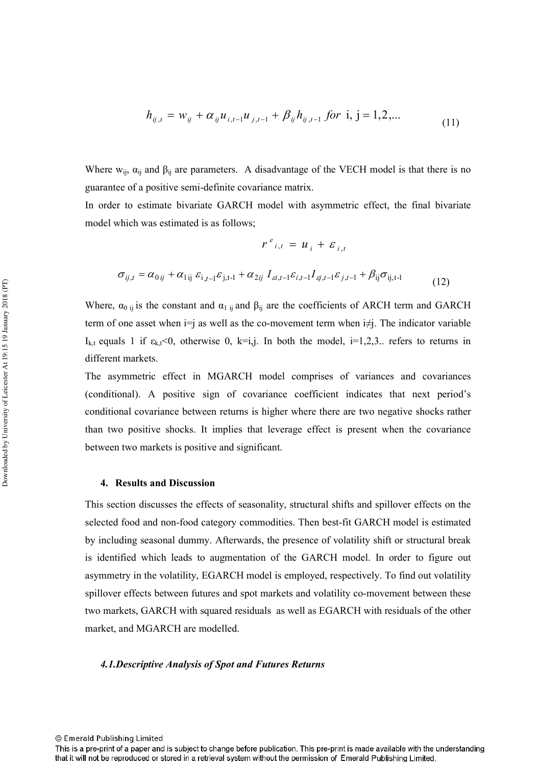$$h_{ij,t} = w_{ij} + \alpha_{ij} u_{i,t-1} u_{j,t-1} + \beta_{ij} h_{ij,t-1} \; for \; \text{i, j} = 1,2,... \tag{11}$$

Where $w_{ij}$, $\alpha_{ij}$ and $\beta_{ij}$ are parameters. A disadvantage of the VECH model is that there is no guarantee of a positive semi-definite covariance matrix.

In order to estimate bivariate GARCH model with asymmetric effect, the final bivariate model which was estimated is as follows;

$$r^{e}_{i,t} = u_i + \varepsilon_{i,t}$$

$$\sigma_{ij,t} = \alpha_{0ij} + \alpha_{1\text{ij}} \varepsilon_{\text{i},t-1} \varepsilon_{\text{j,t-1}} + \alpha_{2ij} I_{\varepsilon i,t-1} \varepsilon_{i,t-1} I_{\varepsilon j,t-1} \varepsilon_{j,t-1} + \beta_{\text{ij}} \sigma_{\text{ij,t-1}} \tag{12}$$

Where, $\alpha_{0 \, ij}$ is the constant and $\alpha_{1 \, ij}$ and $\beta_{ij}$ are the coefficients of ARCH term and GARCH term of one asset when i=j as well as the co-movement term when i≠j. The indicator variable $I_{k,t}$ equals 1 if $\varepsilon_{k,t}<0$, otherwise 0, k=i,j. In both the model, i=1,2,3.. refers to returns in different markets.

The asymmetric effect in MGARCH model comprises of variances and covariances (conditional). A positive sign of covariance coefficient indicates that next period's conditional covariance between returns is higher where there are two negative shocks rather than two positive shocks. It implies that leverage effect is present when the covariance between two markets is positive and significant.

## 4. Results and Discussion

This section discusses the effects of seasonality, structural shifts and spillover effects on the selected food and non-food category commodities. Then best-fit GARCH model is estimated by including seasonal dummy. Afterwards, the presence of volatility shift or structural break is identified which leads to augmentation of the GARCH model. In order to figure out asymmetry in the volatility, EGARCH model is employed, respectively. To find out volatility spillover effects between futures and spot markets and volatility co-movement between these two markets, GARCH with squared residuals as well as EGARCH with residuals of the other market, and MGARCH are modelled.

### *4.1.Descriptive Analysis of Spot and Futures Returns*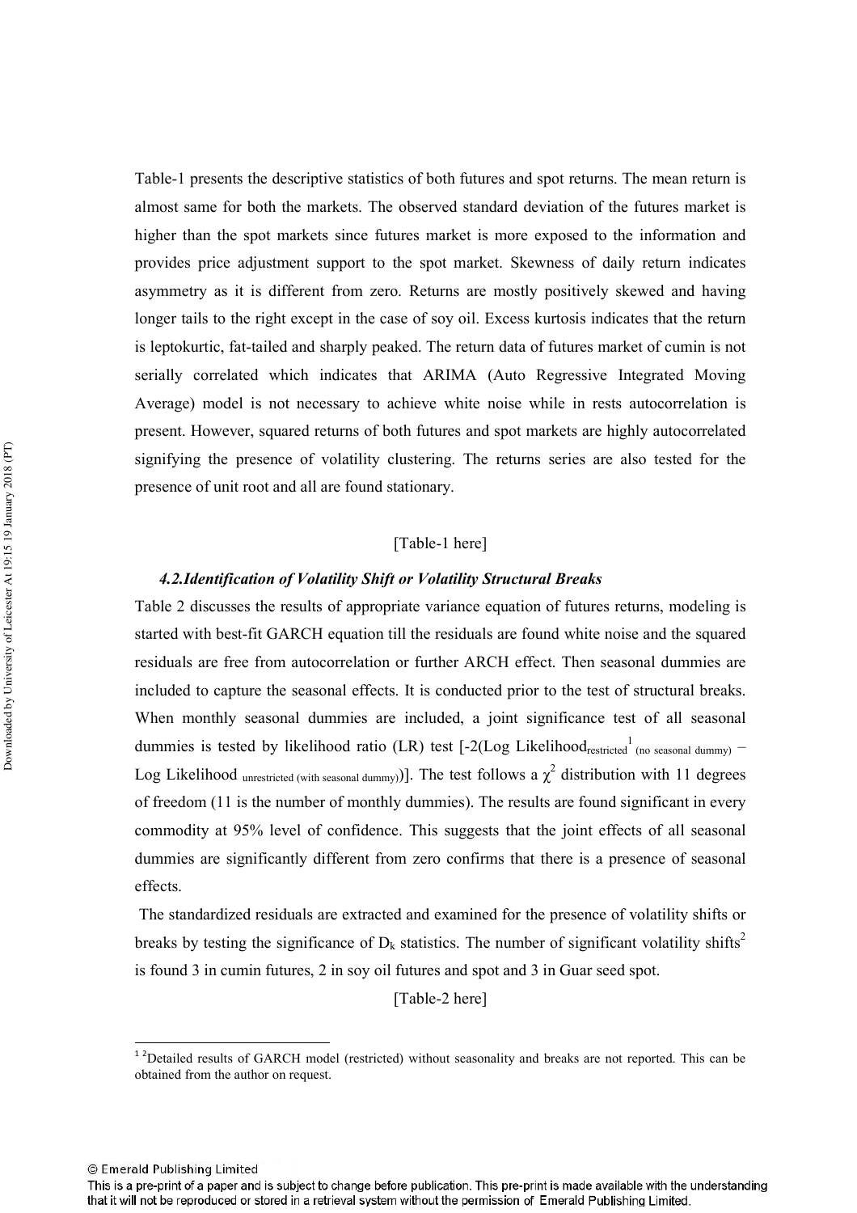Table-1 presents the descriptive statistics of both futures and spot returns. The mean return is almost same for both the markets. The observed standard deviation of the futures market is higher than the spot markets since futures market is more exposed to the information and provides price adjustment support to the spot market. Skewness of daily return indicates asymmetry as it is different from zero. Returns are mostly positively skewed and having longer tails to the right except in the case of soy oil. Excess kurtosis indicates that the return is leptokurtic, fat-tailed and sharply peaked. The return data of futures market of cumin is not serially correlated which indicates that ARIMA (Auto Regressive Integrated Moving Average) model is not necessary to achieve white noise while in rests autocorrelation is present. However, squared returns of both futures and spot markets are highly autocorrelated signifying the presence of volatility clustering. The returns series are also tested for the presence of unit root and all are found stationary.

[Table-1 here]

### *4.2.Identification of Volatility Shift or Volatility Structural Breaks*

Table 2 discusses the results of appropriate variance equation of futures returns, modeling is started with best-fit GARCH equation till the residuals are found white noise and the squared residuals are free from autocorrelation or further ARCH effect. Then seasonal dummies are included to capture the seasonal effects. It is conducted prior to the test of structural breaks. When monthly seasonal dummies are included, a joint significance test of all seasonal dummies is tested by likelihood ratio (LR) test [-2(Log Likelihood$_{\text{restricted}}$[1] $_{\text{(no seasonal dummy)}}$ − Log Likelihood $_{\text{unrestricted (with seasonal dummy)}}$)]. The test follows a $\chi^2$ distribution with 11 degrees of freedom (11 is the number of monthly dummies). The results are found significant in every commodity at 95% level of confidence. This suggests that the joint effects of all seasonal dummies are significantly different from zero confirms that there is a presence of seasonal effects.

The standardized residuals are extracted and examined for the presence of volatility shifts or breaks by testing the significance of $D_k$ statistics. The number of significant volatility shifts[2] is found 3 in cumin futures, 2 in soy oil futures and spot and 3 in Guar seed spot.

[Table-2 here]

[1] [2]Detailed results of GARCH model (restricted) without seasonality and breaks are not reported. This can be obtained from the author on request.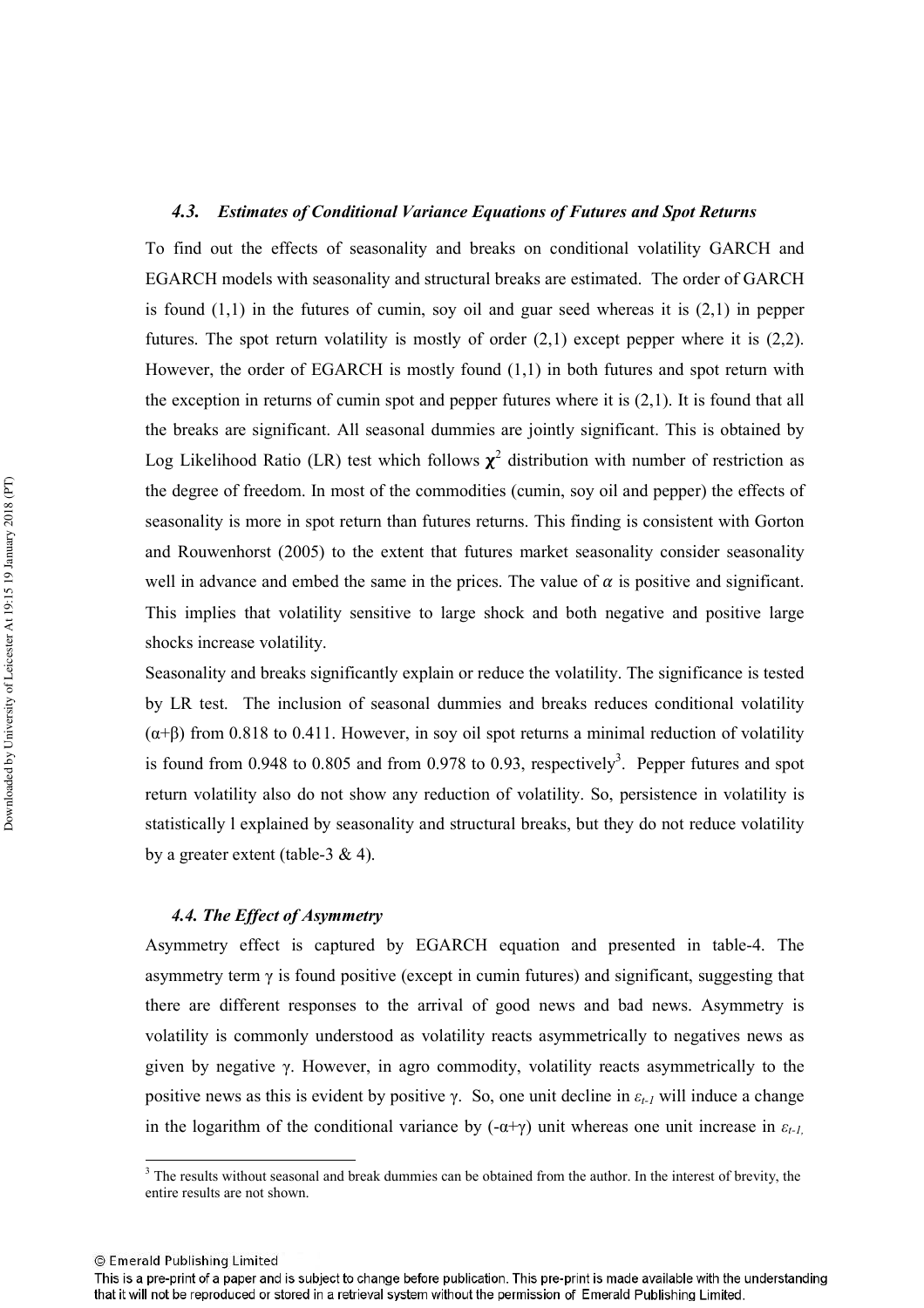### 4.3. Estimates of Conditional Variance Equations of Futures and Spot Returns

To find out the effects of seasonality and breaks on conditional volatility GARCH and EGARCH models with seasonality and structural breaks are estimated. The order of GARCH is found (1,1) in the futures of cumin, soy oil and guar seed whereas it is (2,1) in pepper futures. The spot return volatility is mostly of order (2,1) except pepper where it is (2,2). However, the order of EGARCH is mostly found (1,1) in both futures and spot return with the exception in returns of cumin spot and pepper futures where it is (2,1). It is found that all the breaks are significant. All seasonal dummies are jointly significant. This is obtained by Log Likelihood Ratio (LR) test which follows $\chi^2$ distribution with number of restriction as the degree of freedom. In most of the commodities (cumin, soy oil and pepper) the effects of seasonality is more in spot return than futures returns. This finding is consistent with Gorton and Rouwenhorst (2005) to the extent that futures market seasonality consider seasonality well in advance and embed the same in the prices. The value of $\alpha$ is positive and significant. This implies that volatility sensitive to large shock and both negative and positive large shocks increase volatility.

Seasonality and breaks significantly explain or reduce the volatility. The significance is tested by LR test. The inclusion of seasonal dummies and breaks reduces conditional volatility ($\alpha$+$\beta$) from 0.818 to 0.411. However, in soy oil spot returns a minimal reduction of volatility is found from 0.948 to 0.805 and from 0.978 to 0.93, respectively[3]. Pepper futures and spot return volatility also do not show any reduction of volatility. So, persistence in volatility is statistically l explained by seasonality and structural breaks, but they do not reduce volatility by a greater extent (table-3 & 4).

### 4.4. The Effect of Asymmetry

Asymmetry effect is captured by EGARCH equation and presented in table-4. The asymmetry term $\gamma$ is found positive (except in cumin futures) and significant, suggesting that there are different responses to the arrival of good news and bad news. Asymmetry is volatility is commonly understood as volatility reacts asymmetrically to negatives news as given by negative $\gamma$. However, in agro commodity, volatility reacts asymmetrically to the positive news as this is evident by positive $\gamma$. So, one unit decline in $\varepsilon_{t-1}$ will induce a change in the logarithm of the conditional variance by ($-\alpha$+$\gamma$) unit whereas one unit increase in $\varepsilon_{t-1,}$

[3] The results without seasonal and break dummies can be obtained from the author. In the interest of brevity, the entire results are not shown.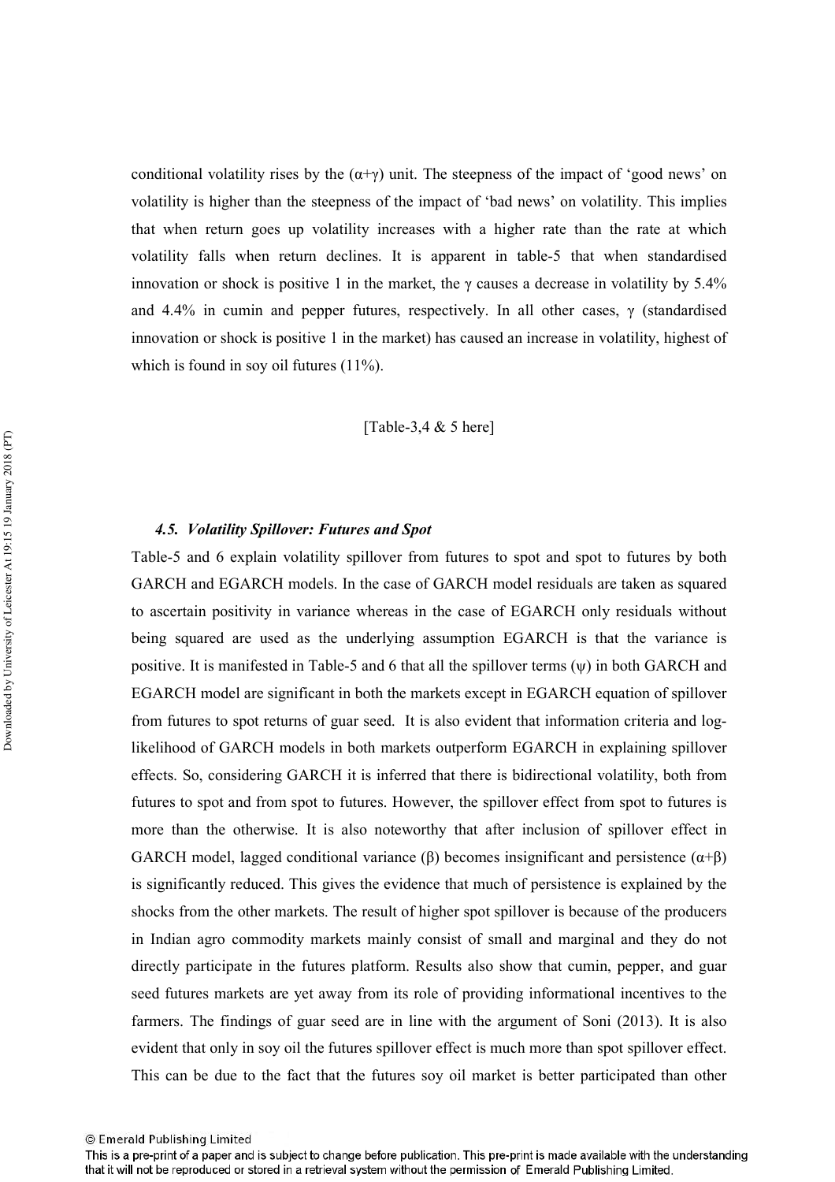conditional volatility rises by the ($\alpha+\gamma$) unit. The steepness of the impact of 'good news' on volatility is higher than the steepness of the impact of 'bad news' on volatility. This implies that when return goes up volatility increases with a higher rate than the rate at which volatility falls when return declines. It is apparent in table-5 that when standardised innovation or shock is positive 1 in the market, the $\gamma$ causes a decrease in volatility by 5.4% and 4.4% in cumin and pepper futures, respectively. In all other cases, $\gamma$ (standardised innovation or shock is positive 1 in the market) has caused an increase in volatility, highest of which is found in soy oil futures (11%).

[Table-3,4 & 5 here]

#### *4.5. Volatility Spillover: Futures and Spot*

Table-5 and 6 explain volatility spillover from futures to spot and spot to futures by both GARCH and EGARCH models. In the case of GARCH model residuals are taken as squared to ascertain positivity in variance whereas in the case of EGARCH only residuals without being squared are used as the underlying assumption EGARCH is that the variance is positive. It is manifested in Table-5 and 6 that all the spillover terms ($\psi$) in both GARCH and EGARCH model are significant in both the markets except in EGARCH equation of spillover from futures to spot returns of guar seed. It is also evident that information criteria and log-likelihood of GARCH models in both markets outperform EGARCH in explaining spillover effects. So, considering GARCH it is inferred that there is bidirectional volatility, both from futures to spot and from spot to futures. However, the spillover effect from spot to futures is more than the otherwise. It is also noteworthy that after inclusion of spillover effect in GARCH model, lagged conditional variance ($\beta$) becomes insignificant and persistence ($\alpha+\beta$) is significantly reduced. This gives the evidence that much of persistence is explained by the shocks from the other markets. The result of higher spot spillover is because of the producers in Indian agro commodity markets mainly consist of small and marginal and they do not directly participate in the futures platform. Results also show that cumin, pepper, and guar seed futures markets are yet away from its role of providing informational incentives to the farmers. The findings of guar seed are in line with the argument of Soni (2013). It is also evident that only in soy oil the futures spillover effect is much more than spot spillover effect. This can be due to the fact that the futures soy oil market is better participated than other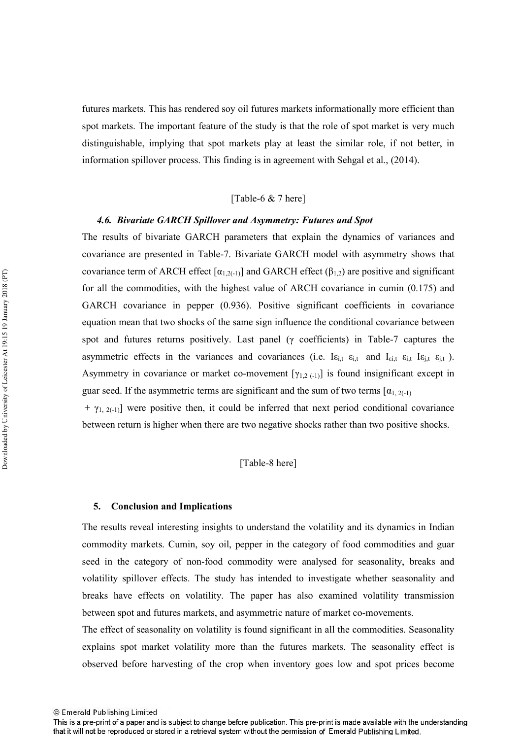futures markets. This has rendered soy oil futures markets informationally more efficient than spot markets. The important feature of the study is that the role of spot market is very much distinguishable, implying that spot markets play at least the similar role, if not better, in information spillover process. This finding is in agreement with Sehgal et al., (2014).

[Table-6 & 7 here]

### *4.6. Bivariate GARCH Spillover and Asymmetry: Futures and Spot*

The results of bivariate GARCH parameters that explain the dynamics of variances and covariance are presented in Table-7. Bivariate GARCH model with asymmetry shows that covariance term of ARCH effect [$\alpha_{1,2(-1)}$] and GARCH effect ($\beta_{1,2}$) are positive and significant for all the commodities, with the highest value of ARCH covariance in cumin (0.175) and GARCH covariance in pepper (0.936). Positive significant coefficients in covariance equation mean that two shocks of the same sign influence the conditional covariance between spot and futures returns positively. Last panel ($\gamma$ coefficients) in Table-7 captures the asymmetric effects in the variances and covariances (i.e. $I\varepsilon_{i,t}\ \varepsilon_{i,t}$ and $I_{\varepsilon i,t}\ \varepsilon_{i,t}\ I\varepsilon_{j,t}\ \varepsilon_{j,t}$ ). Asymmetry in covariance or market co-movement [$\gamma_{1,2\ (-1)}$] is found insignificant except in guar seed. If the asymmetric terms are significant and the sum of two terms [$\alpha_{1,\ 2(-1)}$ + $\gamma_{1,\ 2(-1)}$] were positive then, it could be inferred that next period conditional covariance between return is higher when there are two negative shocks rather than two positive shocks.

[Table-8 here]

## 5. Conclusion and Implications

The results reveal interesting insights to understand the volatility and its dynamics in Indian commodity markets. Cumin, soy oil, pepper in the category of food commodities and guar seed in the category of non-food commodity were analysed for seasonality, breaks and volatility spillover effects. The study has intended to investigate whether seasonality and breaks have effects on volatility. The paper has also examined volatility transmission between spot and futures markets, and asymmetric nature of market co-movements.

The effect of seasonality on volatility is found significant in all the commodities. Seasonality explains spot market volatility more than the futures markets. The seasonality effect is observed before harvesting of the crop when inventory goes low and spot prices become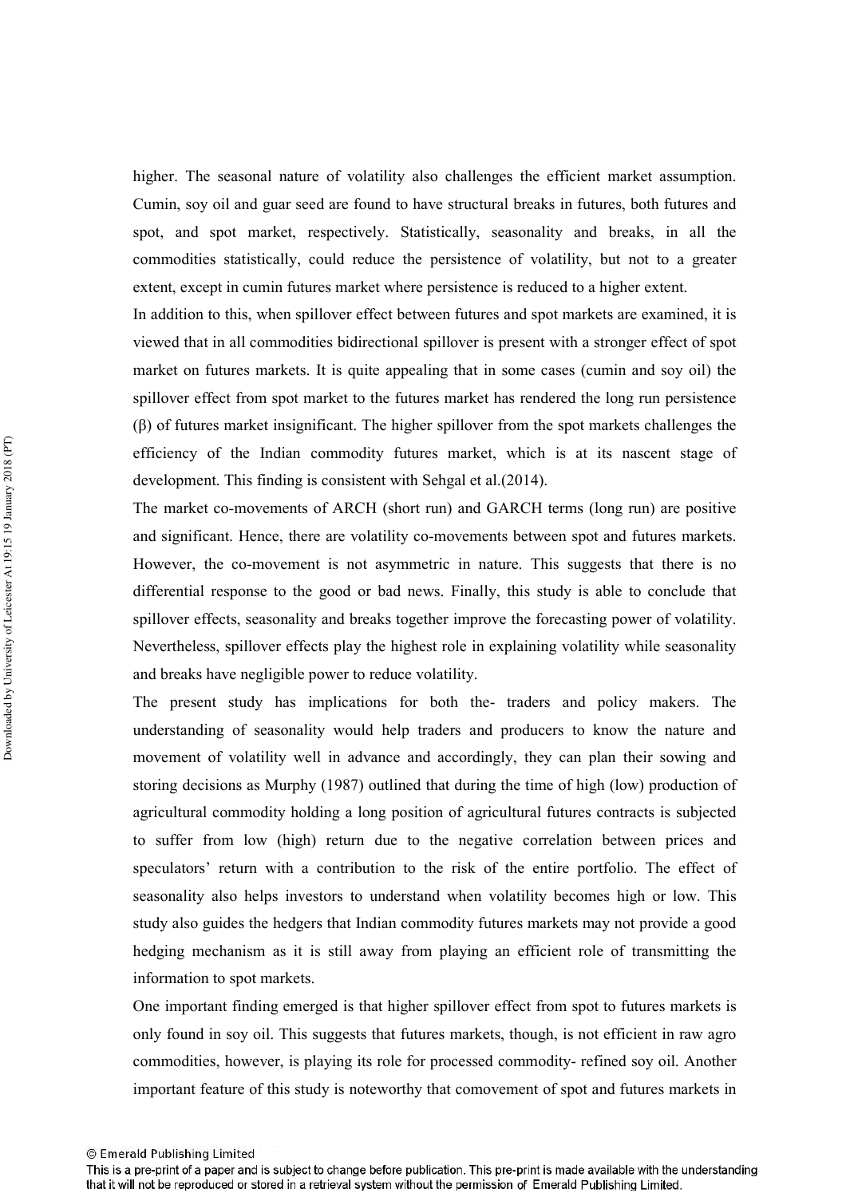higher. The seasonal nature of volatility also challenges the efficient market assumption. Cumin, soy oil and guar seed are found to have structural breaks in futures, both futures and spot, and spot market, respectively. Statistically, seasonality and breaks, in all the commodities statistically, could reduce the persistence of volatility, but not to a greater extent, except in cumin futures market where persistence is reduced to a higher extent.

In addition to this, when spillover effect between futures and spot markets are examined, it is viewed that in all commodities bidirectional spillover is present with a stronger effect of spot market on futures markets. It is quite appealing that in some cases (cumin and soy oil) the spillover effect from spot market to the futures market has rendered the long run persistence ($\beta$) of futures market insignificant. The higher spillover from the spot markets challenges the efficiency of the Indian commodity futures market, which is at its nascent stage of development. This finding is consistent with Sehgal et al.(2014).

The market co-movements of ARCH (short run) and GARCH terms (long run) are positive and significant. Hence, there are volatility co-movements between spot and futures markets. However, the co-movement is not asymmetric in nature. This suggests that there is no differential response to the good or bad news. Finally, this study is able to conclude that spillover effects, seasonality and breaks together improve the forecasting power of volatility. Nevertheless, spillover effects play the highest role in explaining volatility while seasonality and breaks have negligible power to reduce volatility.

The present study has implications for both the- traders and policy makers. The understanding of seasonality would help traders and producers to know the nature and movement of volatility well in advance and accordingly, they can plan their sowing and storing decisions as Murphy (1987) outlined that during the time of high (low) production of agricultural commodity holding a long position of agricultural futures contracts is subjected to suffer from low (high) return due to the negative correlation between prices and speculators' return with a contribution to the risk of the entire portfolio. The effect of seasonality also helps investors to understand when volatility becomes high or low. This study also guides the hedgers that Indian commodity futures markets may not provide a good hedging mechanism as it is still away from playing an efficient role of transmitting the information to spot markets.

One important finding emerged is that higher spillover effect from spot to futures markets is only found in soy oil. This suggests that futures markets, though, is not efficient in raw agro commodities, however, is playing its role for processed commodity- refined soy oil. Another important feature of this study is noteworthy that comovement of spot and futures markets in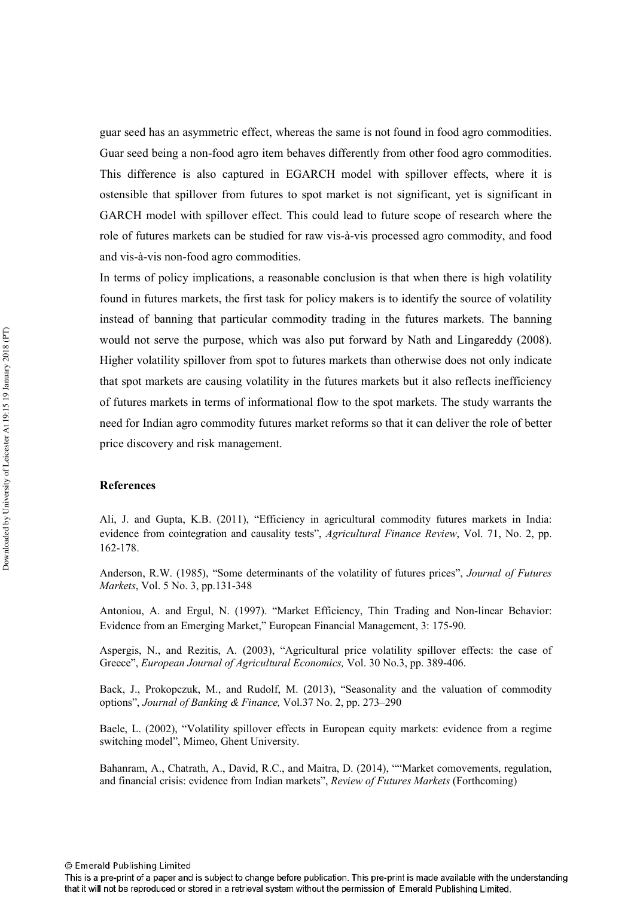guar seed has an asymmetric effect, whereas the same is not found in food agro commodities. Guar seed being a non-food agro item behaves differently from other food agro commodities. This difference is also captured in EGARCH model with spillover effects, where it is ostensible that spillover from futures to spot market is not significant, yet is significant in GARCH model with spillover effect. This could lead to future scope of research where the role of futures markets can be studied for raw vis-à-vis processed agro commodity, and food and vis-à-vis non-food agro commodities.

In terms of policy implications, a reasonable conclusion is that when there is high volatility found in futures markets, the first task for policy makers is to identify the source of volatility instead of banning that particular commodity trading in the futures markets. The banning would not serve the purpose, which was also put forward by Nath and Lingareddy (2008). Higher volatility spillover from spot to futures markets than otherwise does not only indicate that spot markets are causing volatility in the futures markets but it also reflects inefficiency of futures markets in terms of informational flow to the spot markets. The study warrants the need for Indian agro commodity futures market reforms so that it can deliver the role of better price discovery and risk management.

## References

Ali, J. and Gupta, K.B. (2011), "Efficiency in agricultural commodity futures markets in India: evidence from cointegration and causality tests", *Agricultural Finance Review*, Vol. 71, No. 2, pp. 162-178.

Anderson, R.W. (1985), "Some determinants of the volatility of futures prices", *Journal of Futures Markets*, Vol. 5 No. 3, pp.131-348

Antoniou, A. and Ergul, N. (1997). "Market Efficiency, Thin Trading and Non-linear Behavior: Evidence from an Emerging Market," European Financial Management, 3: 175-90.

Aspergis, N., and Rezitis, A. (2003), "Agricultural price volatility spillover effects: the case of Greece", *European Journal of Agricultural Economics,* Vol. 30 No.3, pp. 389-406.

Back, J., Prokopczuk, M., and Rudolf, M. (2013), "Seasonality and the valuation of commodity options", *Journal of Banking & Finance,* Vol.37 No. 2, pp. 273–290

Baele, L. (2002), "Volatility spillover effects in European equity markets: evidence from a regime switching model", Mimeo, Ghent University.

Bahanram, A., Chatrath, A., David, R.C., and Maitra, D. (2014), ""Market comovements, regulation, and financial crisis: evidence from Indian markets", *Review of Futures Markets* (Forthcoming)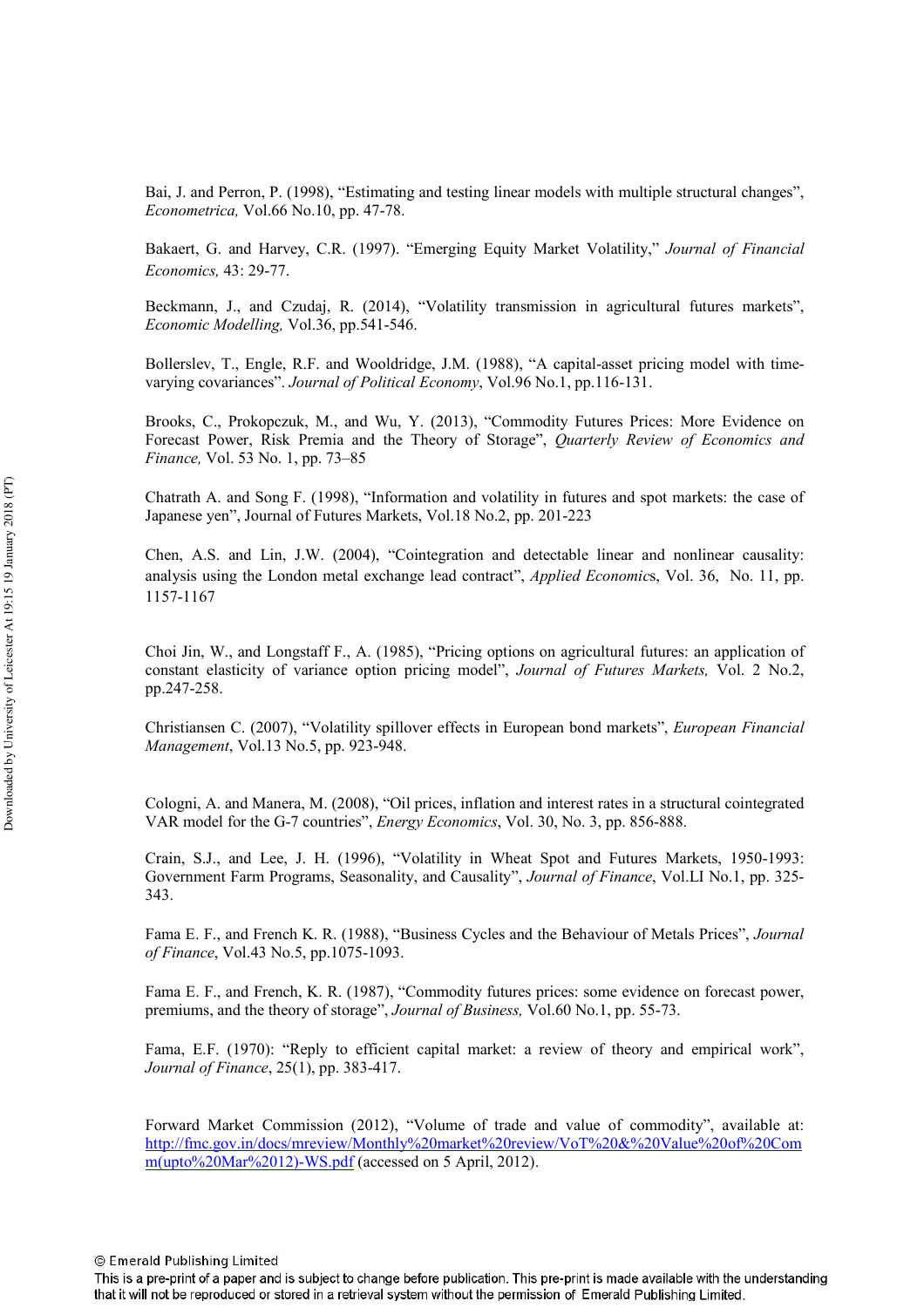Bai, J. and Perron, P. (1998), "Estimating and testing linear models with multiple structural changes", *Econometrica,* Vol.66 No.10, pp. 47-78.

Bakaert, G. and Harvey, C.R. (1997). "Emerging Equity Market Volatility," *Journal of Financial Economics,* 43: 29-77.

Beckmann, J., and Czudaj, R. (2014), "Volatility transmission in agricultural futures markets", *Economic Modelling,* Vol.36, pp.541-546.

Bollerslev, T., Engle, R.F. and Wooldridge, J.M. (1988), "A capital-asset pricing model with time-varying covariances". *Journal of Political Economy*, Vol.96 No.1, pp.116-131.

Brooks, C., Prokopczuk, M., and Wu, Y. (2013), "Commodity Futures Prices: More Evidence on Forecast Power, Risk Premia and the Theory of Storage", *Quarterly Review of Economics and Finance,* Vol. 53 No. 1, pp. 73–85

Chatrath A. and Song F. (1998), "Information and volatility in futures and spot markets: the case of Japanese yen", Journal of Futures Markets, Vol.18 No.2, pp. 201-223

Chen, A.S. and Lin, J.W. (2004), "Cointegration and detectable linear and nonlinear causality: analysis using the London metal exchange lead contract", *Applied Economics*, Vol. 36, No. 11, pp. 1157-1167

Choi Jin, W., and Longstaff F., A. (1985), "Pricing options on agricultural futures: an application of constant elasticity of variance option pricing model", *Journal of Futures Markets,* Vol. 2 No.2, pp.247-258.

Christiansen C. (2007), "Volatility spillover effects in European bond markets", *European Financial Management*, Vol.13 No.5, pp. 923-948.

Cologni, A. and Manera, M. (2008), "Oil prices, inflation and interest rates in a structural cointegrated VAR model for the G-7 countries", *Energy Economics*, Vol. 30, No. 3, pp. 856-888.

Crain, S.J., and Lee, J. H. (1996), "Volatility in Wheat Spot and Futures Markets, 1950-1993: Government Farm Programs, Seasonality, and Causality", *Journal of Finance*, Vol.LI No.1, pp. 325-343.

Fama E. F., and French K. R. (1988), "Business Cycles and the Behaviour of Metals Prices", *Journal of Finance*, Vol.43 No.5, pp.1075-1093.

Fama E. F., and French, K. R. (1987), "Commodity futures prices: some evidence on forecast power, premiums, and the theory of storage", *Journal of Business,* Vol.60 No.1, pp. 55-73.

Fama, E.F. (1970): "Reply to efficient capital market: a review of theory and empirical work", *Journal of Finance*, 25(1), pp. 383-417.

Forward Market Commission (2012), "Volume of trade and value of commodity", available at: http://fmc.gov.in/docs/mreview/Monthly%20market%20review/VoT%20&%20Value%20of%20Comm(upto%20Mar%2012)-WS.pdf (accessed on 5 April, 2012).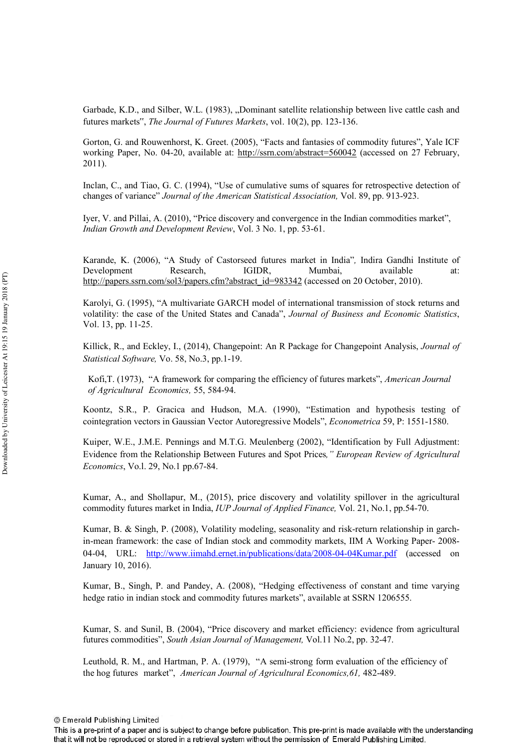Garbade, K.D., and Silber, W.L. (1983), „Dominant satellite relationship between live cattle cash and futures markets", *The Journal of Futures Markets*, vol. 10(2), pp. 123-136.

Gorton, G. and Rouwenhorst, K. Greet. (2005), "Facts and fantasies of commodity futures", Yale ICF working Paper, No. 04-20, available at: http://ssrn.com/abstract=560042 (accessed on 27 February, 2011).

Inclan, C., and Tiao, G. C. (1994), "Use of cumulative sums of squares for retrospective detection of changes of variance" *Journal of the American Statistical Association,* Vol. 89, pp. 913-923.

Iyer, V. and Pillai, A. (2010), "Price discovery and convergence in the Indian commodities market", *Indian Growth and Development Review*, Vol. 3 No. 1, pp. 53-61.

Karande, K. (2006), "A Study of Castorseed futures market in India"*,* Indira Gandhi Institute of Development Research, IGIDR, Mumbai, available at: http://papers.ssrn.com/sol3/papers.cfm?abstract_id=983342 (accessed on 20 October, 2010).

Karolyi, G. (1995), "A multivariate GARCH model of international transmission of stock returns and volatility: the case of the United States and Canada", *Journal of Business and Economic Statistics*, Vol. 13, pp. 11-25.

Killick, R., and Eckley, I., (2014), Changepoint: An R Package for Changepoint Analysis, *Journal of Statistical Software,* Vo. 58, No.3, pp.1-19.

Kofi,T. (1973), "A framework for comparing the efficiency of futures markets", *American Journal of Agricultural Economics,* 55, 584-94.

Koontz, S.R., P. Gracica and Hudson, M.A. (1990), "Estimation and hypothesis testing of cointegration vectors in Gaussian Vector Autoregressive Models", *Econometrica* 59, P: 1551-1580.

Kuiper, W.E., J.M.E. Pennings and M.T.G. Meulenberg (2002), "Identification by Full Adjustment: Evidence from the Relationship Between Futures and Spot Prices*," European Review of Agricultural Economics*, Vo.l. 29, No.1 pp.67-84.

Kumar, A., and Shollapur, M., (2015), price discovery and volatility spillover in the agricultural commodity futures market in India, *IUP Journal of Applied Finance,* Vol. 21, No.1, pp.54-70.

Kumar, B. & Singh, P. (2008), Volatility modeling, seasonality and risk-return relationship in garch-in-mean framework: the case of Indian stock and commodity markets, IIM A Working Paper- 2008-04-04, URL: http://www.iimahd.ernet.in/publications/data/2008-04-04Kumar.pdf (accessed on January 10, 2016).

Kumar, B., Singh, P. and Pandey, A. (2008), "Hedging effectiveness of constant and time varying hedge ratio in indian stock and commodity futures markets", available at SSRN 1206555.

Kumar, S. and Sunil, B. (2004), "Price discovery and market efficiency: evidence from agricultural futures commodities", *South Asian Journal of Management,* Vol.11 No.2, pp. 32-47.

Leuthold, R. M., and Hartman, P. A. (1979), "A semi-strong form evaluation of the efficiency of the hog futures market", *American Journal of Agricultural Economics,61,* 482-489.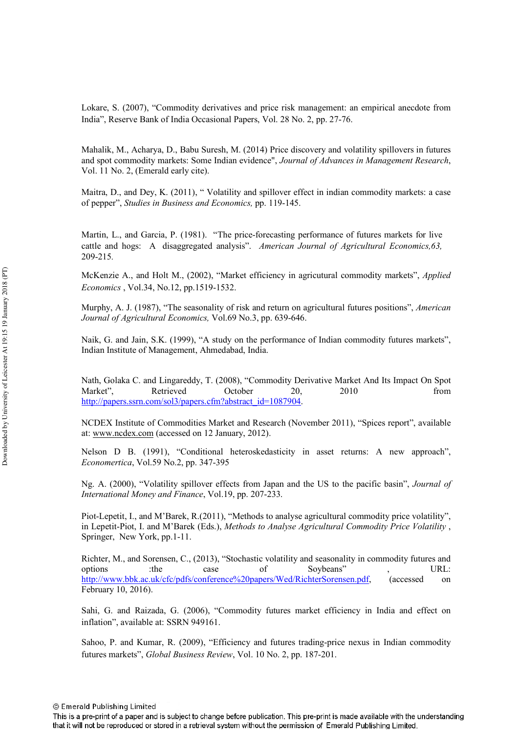Lokare, S. (2007), “Commodity derivatives and price risk management: an empirical anecdote from India”, Reserve Bank of India Occasional Papers, Vol. 28 No. 2, pp. 27-76.

Mahalik, M., Acharya, D., Babu Suresh, M. (2014) Price discovery and volatility spillovers in futures and spot commodity markets: Some Indian evidence", *Journal of Advances in Management Research*, Vol. 11 No. 2, (Emerald early cite).

Maitra, D., and Dey, K. (2011), “ Volatility and spillover effect in indian commodity markets: a case of pepper”, *Studies in Business and Economics,* pp. 119-145.

Martin, L., and Garcia, P. (1981). “The price-forecasting performance of futures markets for live cattle and hogs: A disaggregated analysis”. *American Journal of Agricultural Economics,63,* 209-215.

McKenzie A., and Holt M., (2002), “Market efficiency in agricutural commodity markets”, *Applied Economics* , Vol.34, No.12, pp.1519-1532.

Murphy, A. J. (1987), “The seasonality of risk and return on agricultural futures positions”, *American Journal of Agricultural Economics,* Vol.69 No.3, pp. 639-646.

Naik, G. and Jain, S.K. (1999), “A study on the performance of Indian commodity futures markets”, Indian Institute of Management, Ahmedabad, India.

Nath, Golaka C. and Lingareddy, T. (2008), “Commodity Derivative Market And Its Impact On Spot Market”, Retrieved October 20, 2010 from http://papers.ssrn.com/sol3/papers.cfm?abstract_id=1087904.

NCDEX Institute of Commodities Market and Research (November 2011), “Spices report”, available at: www.ncdex.com (accessed on 12 January, 2012).

Nelson D B. (1991), “Conditional heteroskedasticity in asset returns: A new approach”, *Econometrica*, Vol.59 No.2, pp. 347-395

Ng. A. (2000), “Volatility spillover effects from Japan and the US to the pacific basin”, *Journal of International Money and Finance*, Vol.19, pp. 207-233.

Piot-Lepetit, I., and M’Barek, R.(2011), “Methods to analyse agricultural commodity price volatility”, in Lepetit-Piot, I. and M’Barek (Eds.), *Methods to Analyse Agricultural Commodity Price Volatility* , Springer, New York, pp.1-11.

Richter, M., and Sorensen, C., (2013), “Stochastic volatility and seasonality in commodity futures and options :the case of Soybeans” , URL: http://www.bbk.ac.uk/cfc/pdfs/conference%20papers/Wed/RichterSorensen.pdf, (accessed on February 10, 2016).

Sahi, G. and Raizada, G. (2006), “Commodity futures market efficiency in India and effect on inflation”, available at: SSRN 949161.

Sahoo, P. and Kumar, R. (2009), “Efficiency and futures trading-price nexus in Indian commodity futures markets”, *Global Business Review*, Vol. 10 No. 2, pp. 187-201.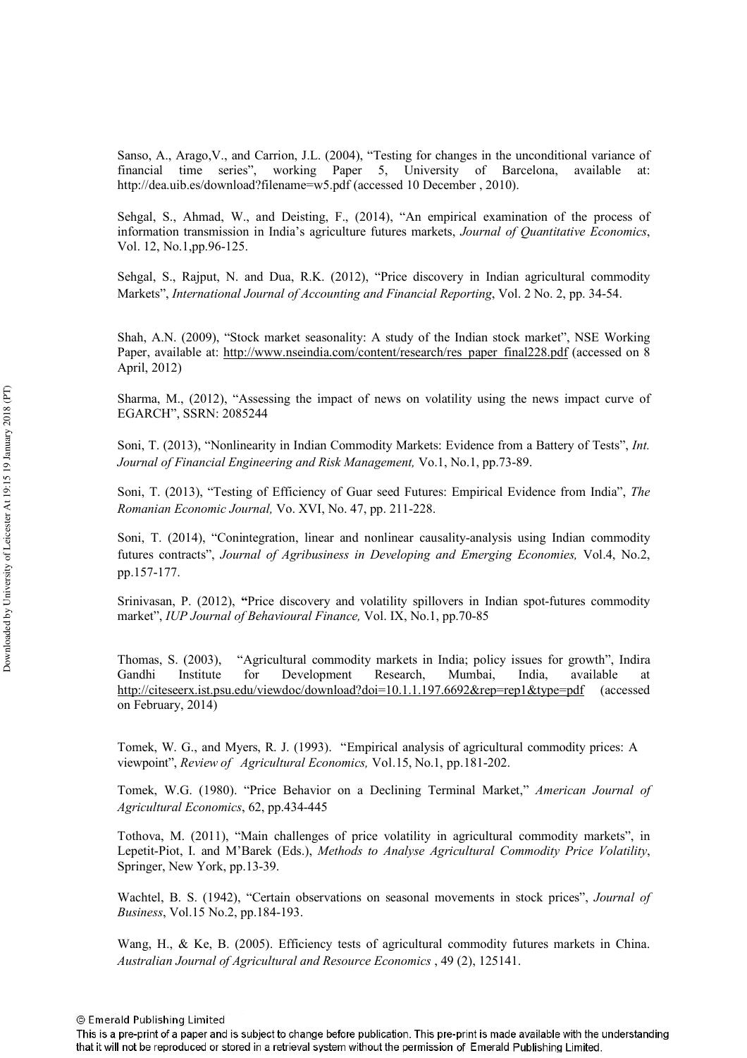Sanso, A., Arago,V., and Carrion, J.L. (2004), "Testing for changes in the unconditional variance of financial time series", working Paper 5, University of Barcelona, available at: http://dea.uib.es/download?filename=w5.pdf (accessed 10 December , 2010).

Sehgal, S., Ahmad, W., and Deisting, F., (2014), "An empirical examination of the process of information transmission in India's agriculture futures markets, *Journal of Quantitative Economics*, Vol. 12, No.1,pp.96-125.

Sehgal, S., Rajput, N. and Dua, R.K. (2012), "Price discovery in Indian agricultural commodity Markets", *International Journal of Accounting and Financial Reporting*, Vol. 2 No. 2, pp. 34-54.

Shah, A.N. (2009), "Stock market seasonality: A study of the Indian stock market", NSE Working Paper, available at: http://www.nseindia.com/content/research/res_paper_final228.pdf (accessed on 8 April, 2012)

Sharma, M., (2012), "Assessing the impact of news on volatility using the news impact curve of EGARCH", SSRN: 2085244

Soni, T. (2013), "Nonlinearity in Indian Commodity Markets: Evidence from a Battery of Tests", *Int. Journal of Financial Engineering and Risk Management,* Vo.1, No.1, pp.73-89.

Soni, T. (2013), "Testing of Efficiency of Guar seed Futures: Empirical Evidence from India", *The Romanian Economic Journal,* Vo. XVI, No. 47, pp. 211-228.

Soni, T. (2014), "Conintegration, linear and nonlinear causality-analysis using Indian commodity futures contracts", *Journal of Agribusiness in Developing and Emerging Economies,* Vol.4, No.2, pp.157-177.

Srinivasan, P. (2012), "Price discovery and volatility spillovers in Indian spot-futures commodity market", *IUP Journal of Behavioural Finance,* Vol. IX, No.1, pp.70-85

Thomas, S. (2003), "Agricultural commodity markets in India; policy issues for growth", Indira Gandhi Institute for Development Research, Mumbai, India, available at http://citeseerx.ist.psu.edu/viewdoc/download?doi=10.1.1.197.6692&rep=rep1&type=pdf (accessed on February, 2014)

Tomek, W. G., and Myers, R. J. (1993). "Empirical analysis of agricultural commodity prices: A viewpoint", *Review of Agricultural Economics,* Vol.15, No.1, pp.181-202.

Tomek, W.G. (1980). "Price Behavior on a Declining Terminal Market," *American Journal of Agricultural Economics*, 62, pp.434-445

Tothova, M. (2011), "Main challenges of price volatility in agricultural commodity markets", in Lepetit-Piot, I. and M'Barek (Eds.), *Methods to Analyse Agricultural Commodity Price Volatility*, Springer, New York, pp.13-39.

Wachtel, B. S. (1942), "Certain observations on seasonal movements in stock prices", *Journal of Business*, Vol.15 No.2, pp.184-193.

Wang, H., & Ke, B. (2005). Efficiency tests of agricultural commodity futures markets in China. *Australian Journal of Agricultural and Resource Economics* , 49 (2), 125141.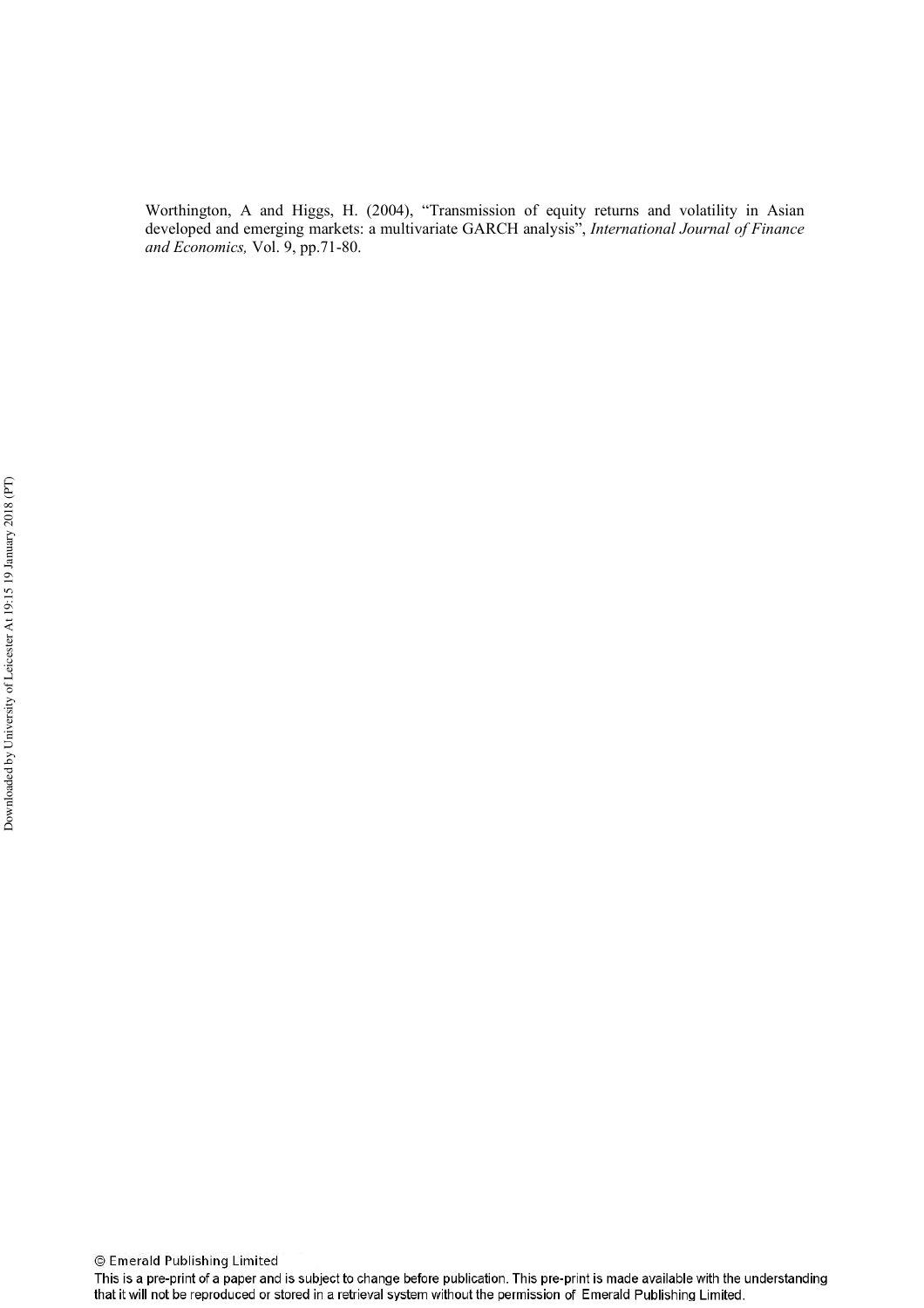Worthington, A and Higgs, H. (2004), "Transmission of equity returns and volatility in Asian developed and emerging markets: a multivariate GARCH analysis", *International Journal of Finance and Economics,* Vol. 9, pp.71-80.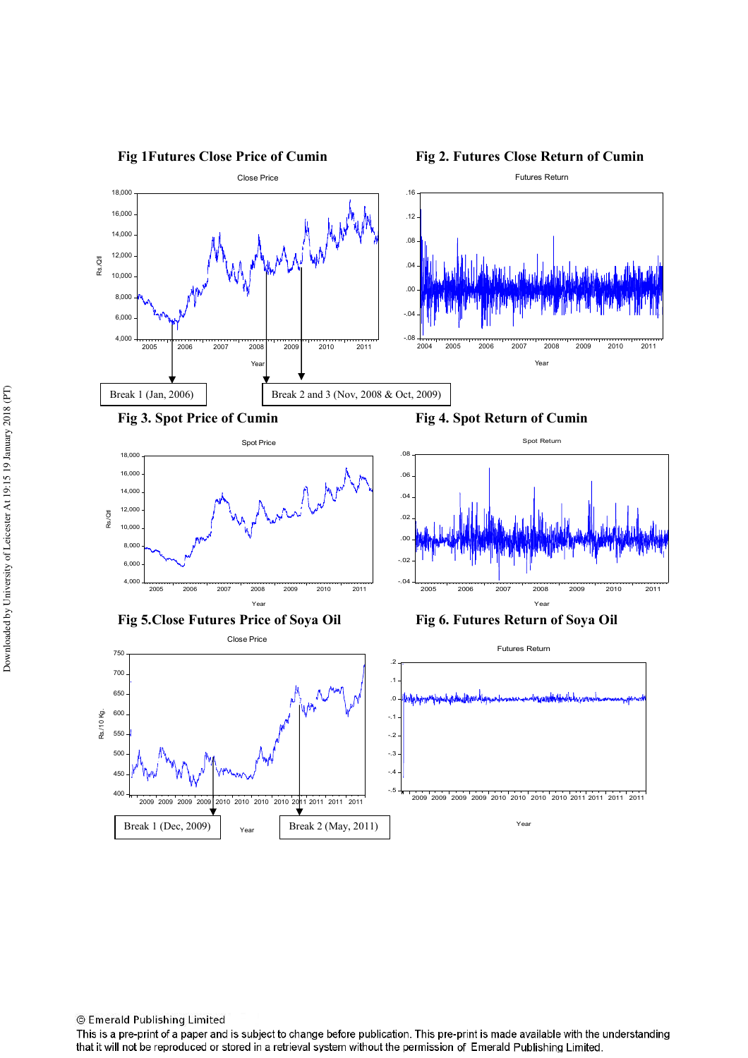**Fig 1Futures Close Price of Cumin**

**Fig 2. Futures Close Return of Cumin**

Break 1 (Jan, 2006)

Break 2 and 3 (Nov, 2008 & Oct, 2009)

**Fig 3. Spot Price of Cumin**

**Fig 4. Spot Return of Cumin**

**Fig 5.Close Futures Price of Soya Oil**

**Fig 6. Futures Return of Soya Oil**

Break 1 (Dec, 2009)

Break 2 (May, 2011)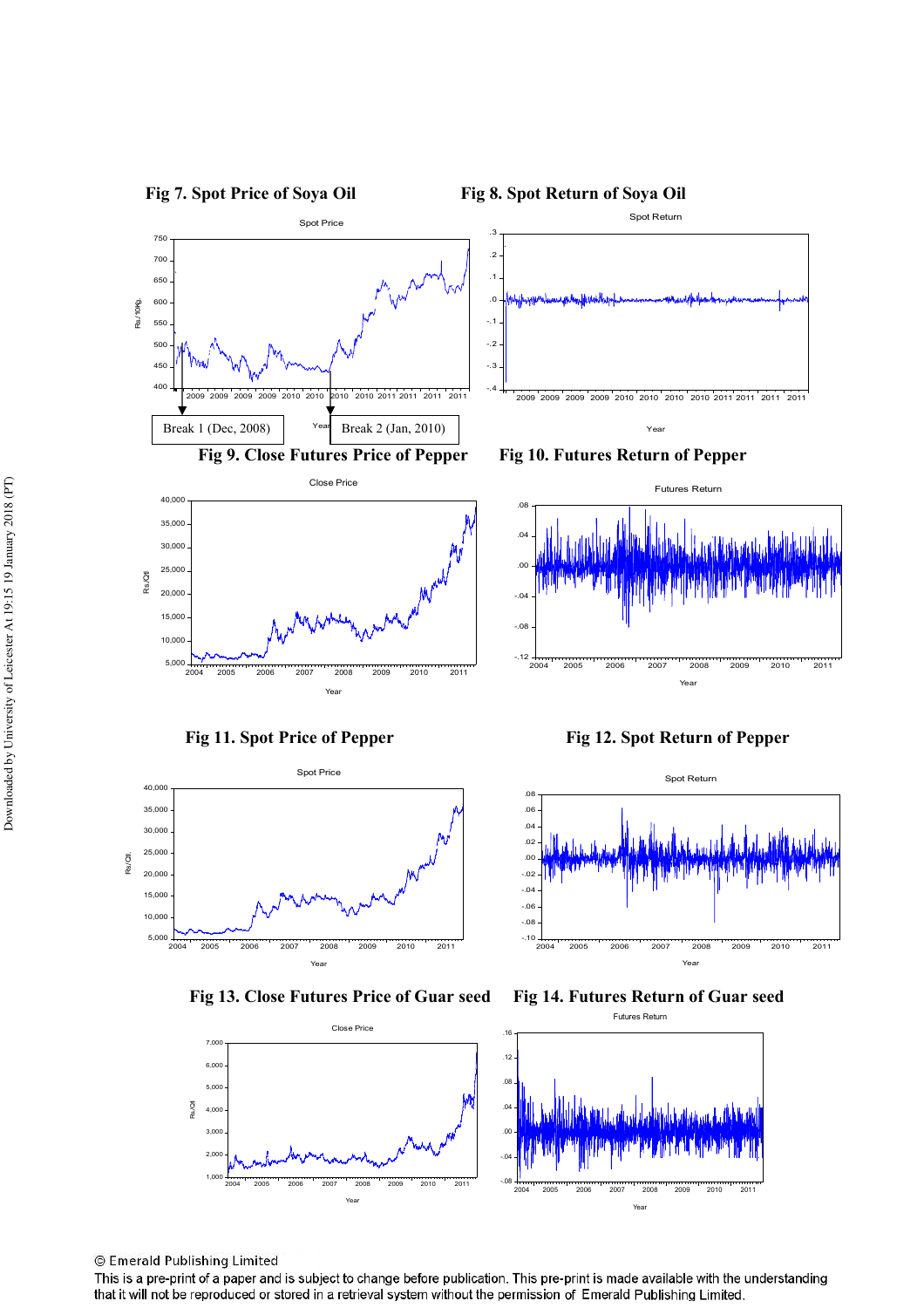**Fig 7. Spot Price of Soya Oil**

**Fig 8. Spot Return of Soya Oil**

Break 1 (Dec, 2008)

Break 2 (Jan, 2010)

**Fig 9. Close Futures Price of Pepper**

**Fig 10. Futures Return of Pepper**

**Fig 11. Spot Price of Pepper**

**Fig 12. Spot Return of Pepper**

**Fig 13. Close Futures Price of Guar seed**

**Fig 14. Futures Return of Guar seed**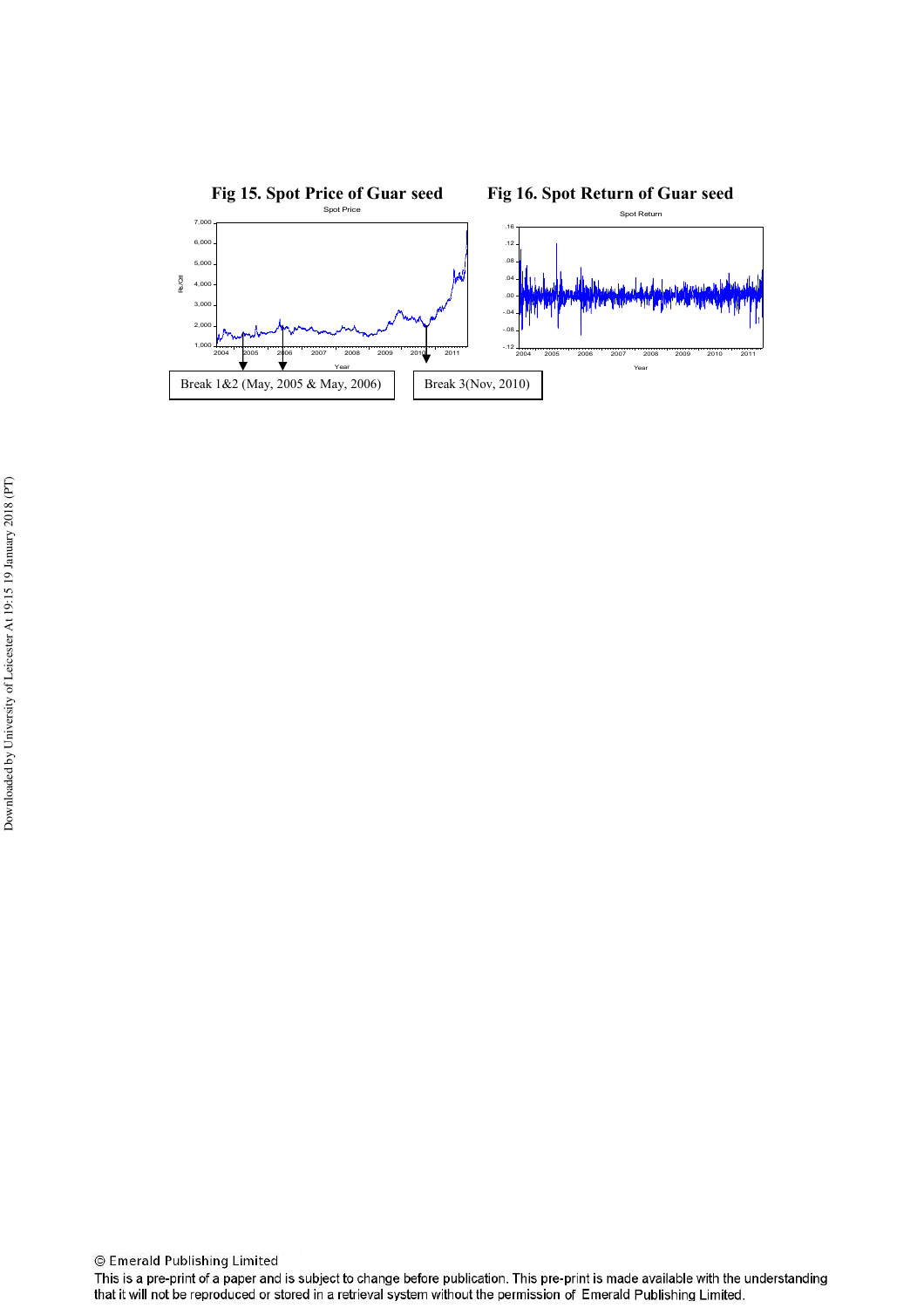**Fig 15. Spot Price of Guar seed**

**Fig 16. Spot Return of Guar seed**

Break 1&2 (May, 2005 & May, 2006)

Break 3(Nov, 2010)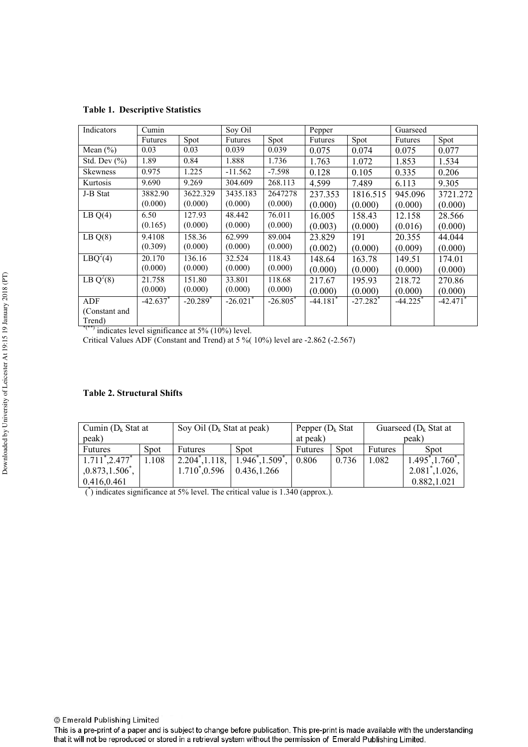**Table 1. Descriptive Statistics**

| Indicators | Cumin | | Soy Oil | | Pepper | | Guarseed | |
|---|---|---|---|---|---|---|---|---|
| | Futures | Spot | Futures | Spot | Futures | Spot | Futures | Spot |
| Mean (%) | 0.03 | 0.03 | 0.039 | 0.039 | 0.075 | 0.074 | 0.075 | 0.077 |
| Std. Dev (%) | 1.89 | 0.84 | 1.888 | 1.736 | 1.763 | 1.072 | 1.853 | 1.534 |
| Skewness | 0.975 | 1.225 | -11.562 | -7.598 | 0.128 | 0.105 | 0.335 | 0.206 |
| Kurtosis | 9.690 | 9.269 | 304.609 | 268.113 | 4.599 | 7.489 | 6.113 | 9.305 |
| J-B Stat | 3882.90 (0.000) | 3622.329 (0.000) | 3435.183 (0.000) | 2647278 (0.000) | 237.353 (0.000) | 1816.515 (0.000) | 945.096 (0.000) | 3721.272 (0.000) |
| LB Q(4) | 6.50 (0.165) | 127.93 (0.000) | 48.442 (0.000) | 76.011 (0.000) | 16.005 (0.003) | 158.43 (0.000) | 12.158 (0.016) | 28.566 (0.000) |
| LB Q(8) | 9.4108 (0.309) | 158.36 (0.000) | 62.999 (0.000) | 89.004 (0.000) | 23.829 (0.002) | 191 (0.000) | 20.355 (0.009) | 44.044 (0.000) |
| $LBQ^2(4)$ | 20.170 (0.000) | 136.16 (0.000) | 32.524 (0.000) | 118.43 (0.000) | 148.64 (0.000) | 163.78 (0.000) | 149.51 (0.000) | 174.01 (0.000) |
| $LB\ Q^2(8)$ | 21.758 (0.000) | 151.80 (0.000) | 33.801 (0.000) | 118.68 (0.000) | 217.67 (0.000) | 195.93 (0.000) | 218.72 (0.000) | 270.86 (0.000) |
| ADF (Constant and Trend) | -42.637* | -20.289* | -26.021* | -26.805* | -44.181* | -27.282* | -44.225* | -42.471* |

*(**) indicates level significance at 5% (10%) level.
Critical Values ADF (Constant and Trend) at 5 %( 10%) level are -2.862 (-2.567)

**Table 2. Structural Shifts**

| Cumin ($D_k$ Stat at peak) | | Soy Oil ($D_k$ Stat at peak) | | Pepper ($D_k$ Stat at peak) | | Guarseed ($D_k$ Stat at peak) | |
|---|---|---|---|---|---|---|---|
| Futures | Spot | Futures | Spot | Futures | Spot | Futures | Spot |
| 1.711*, 2.477*, 0.873, 1.506*, 0.416, 0.461 | 1.108 | 2.204*, 1.118, 1.710*, 0.596 | 1.946*, 1.509*, 0.436, 1.266 | 0.806 | 0.736 | 1.082 | 1.495*, 1.760*, 2.081*, 1.026, 0.882, 1.021 |

(*) indicates significance at 5% level. The critical value is 1.340 (approx.).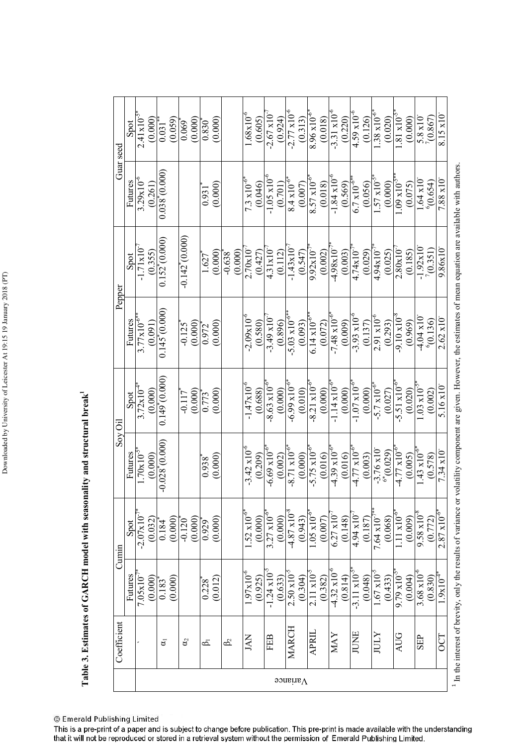**Table 3. Estimates of GARCH model with seasonality and structural break[1]**

| | Coefficient | Cumin | | Soy Oil | | Pepper | | Guar seed | |
|---|---|---|---|---|---|---|---|---|---|
| | | Futures | Spot | Futures | Spot | Futures | Spot | Futures | Spot |
| Variance | ` | $7.05\times10^{-7*}$ (0.000) | $-2.07\times10^{-7*}$ (0.032) | $1.70\times10^{-5*}$ (0.000) | $3.72\times10^{-4*}$ (0.000) | $3.77\times10^{-6**}$ (0.091) | $-1.71\times10^{-7}$ (0.355) | $3.29\times10^{-6}$ (0.261) | $2.41\times10^{-5*}$ (0.000) |
| | $\alpha_1$ | $0.183^*$ (0.000) | $0.184^*$ (0.000) | $-0.028^*$ (0.000) | $0.149^*$ (0.000) | $0.145^*$ (0.000) | $0.152^*$ (0.000) | $0.038^*$ (0.000) | $0.031^{**}$ (0.059) |
| | $\alpha_2$ | | $-0.120^*$ (0.000) | | $-0.117^*$ (0.000) | $-0.125^*$ (0.000) | $-0.142^*$ (0.000) | | $0.069^*$ (0.000) |
| | $\beta_1$ | $0.228^*$ (0.012) | $0.929^*$ (0.000) | $0.938^*$ (0.000) | $0.773^*$ (0.000) | $0.972^*$ (0.000) | $1.627^*$ (0.000) | $0.931^*$ (0.000) | $0.830^*$ (0.000) |
| | $\beta_2$ | | | | | | $-0.638^*$ (0.000) | | |
| | JAN | $1.97\times10^{-6}$ (0.925) | $1.52\times10^{-6*}$ (0.000) | $-3.42\times10^{-6}$ (0.209) | $-1.47\times10^{-6}$ (0.688) | $-2.09\times10^{-6}$ (0.580) | $2.70\times10^{-7}$ (0.427) | $7.3\times10^{-6*}$ (0.046) | $1.68\times10^{-6}$ (0.605) |
| | FEB | $-1.24\times10^{-5}$ (0.633) | $3.27\times10^{-6*}$ (0.000) | $-6.69\times10^{-6*}$ (0.002) | $-8.63\times10^{-6*}$ (0.000) | $-3.49\times10^{-7}$ (0.896) | $4.31\times10^{-7}$ (0.112) | $-1.05\times10^{-6}$ (0.701) | $-2.67\times10^{-7}$ (0.924) |
| | MARCH | $2.50\times10^{-5}$ (0.304) | $-4.87\times10^{-8}$ (0.943) | $-8.71\times10^{-6*}$ (0.000) | $-6.99\times10^{-6*}$ (0.010) | $-5.03\times10^{-6**}$ (0.093) | $-1.43\times10^{-7}$ (0.547) | $8.4\times10^{-6*}$ (0.007) | $-2.77\times10^{-6}$ (0.313) |
| | APRIL | $2.11\times10^{-5}$ (0.382) | $1.05\times10^{-6*}$ (0.007) | $-5.75\times10^{-6*}$ (0.016) | $-8.21\times10^{-6*}$ (0.000) | $6.14\times10^{-6**}$ (0.072) | $9.92\times10^{-7*}$ (0.002) | $8.57\times10^{-6*}$ (0.018) | $8.96\times10^{-6*}$ (0.018) |
| | MAY | $-4.32\times10^{-6}$ (0.814) | $6.27\times10^{-7}$ (0.148) | $-4.39\times10^{-6*}$ (0.016) | $-1.14\times10^{-6*}$ (0.000) | $-7.48\times10^{-6*}$ (0.009) | $-4.98\times10^{-7*}$ (0.003) | $-1.84\times10^{-6}$ (0.569) | $-3.31\times10^{-6}$ (0.220) |
| | JUNE | $-3.11\times10^{-5*}$ (0.048) | $4.94\times10^{-7}$ (0.187) | $-4.77\times10^{-6*}$ (0.003) | $-1.07\times10^{-6*}$ (0.000) | $-3.93\times10^{-6}$ (0.137) | $4.74\times10^{-7*}$ (0.029) | $6.7\times10^{-6**}$ (0.056) | $4.59\times10^{-6}$ (0.126) |
| | JULY | $1.67\times10^{-5}$ (0.433) | $7.64\times10^{-7**}$ (0.068) | $-3.76\times10^{-6*}$ (0.029) | $-5.7\times10^{-6*}$ (0.027) | $2.91\times10^{-6}$ (0.293) | $4.94\times10^{-7*}$ (0.025) | $1.57\times10^{-5*}$ (0.000) | $1.38\times10^{-6*}$ (0.020) |
| | AUG | $9.79\times10^{-5*}$ (0.004) | $1.11\times10^{-6*}$ (0.009) | $-4.77\times10^{-6*}$ (0.005) | $-5.51\times10^{-6*}$ (0.020) | $-9.10\times10^{-8}$ (0.969) | $2.80\times10^{-7}$ (0.185) | $1.09\times10^{-5**}$ (0.075) | $1.81\times10^{-5*}$ (0.000) |
| | SEP | $3.68\times10^{-6}$ (0.830) | $9.58\times10^{-8}$ (0.772) | $1.43\times10^{-6*}$ (0.578) | $1.03\times10^{-5*}$ (0.002) | $-4.04\times10^{-6}$ (0.136) | $-1.92\times10^{-7}$ (0.351) | $1.64\times10^{-6}$ (0.654) | $5.8\times10^{-7}$ (0.867) |
| | OCT | $1.9\times10^{-4*}$ | $2.87\times10^{-6*}$ | $7.34\times10^{-}$ | $5.16\times10^{-}$ | $2.62\times10^{-}$ | $9.86\times10^{-}$ | $7.88\times10^{-}$ | $8.15\times10^{-}$ |

[1] In the interest of brevity, only the results of variance or volatility component are given. However, the estimates of mean equation are available with authors.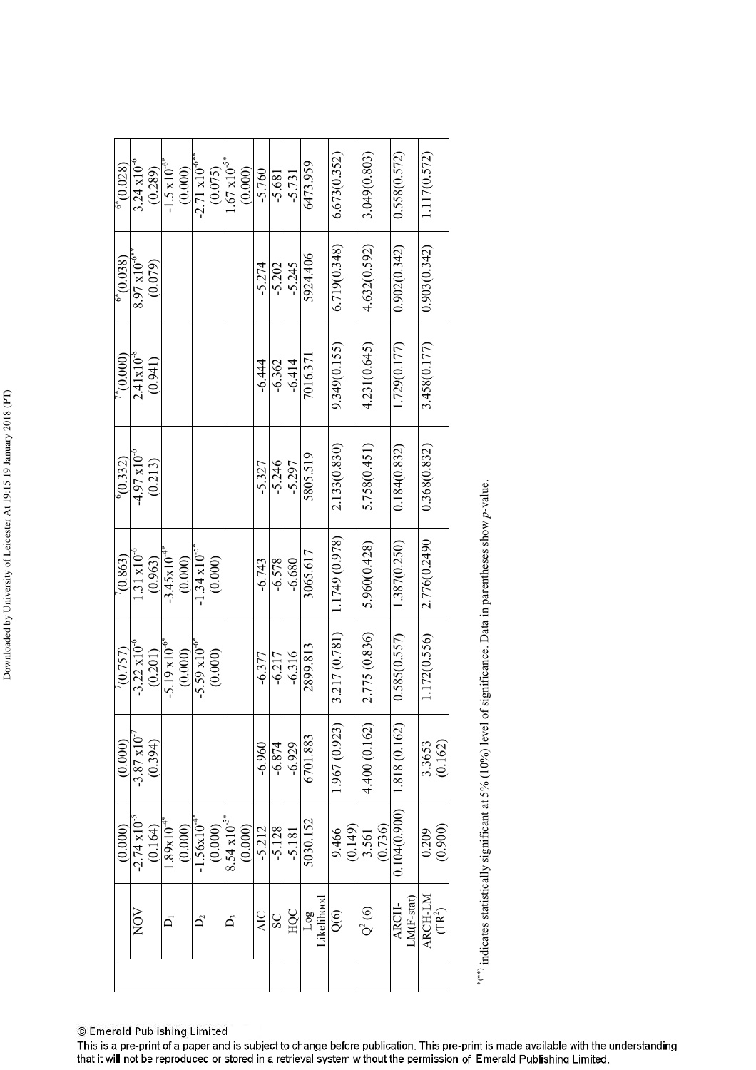| | | | | | | | | |
|---|---|---|---|---|---|---|---|---|
| | (0.000) | (0.000) | $^{7}$(0.757) | $^{7}$(0.863) | $^{6}$(0.332) | $^{7*}$(0.000) | $^{6*}$(0.038) | $^{6*}$(0.028) |
| NOV | $-2.74 \times 10^{-5}$ (0.164) | $-3.87 \times 10^{-7}$ (0.394) | $-3.22 \times 10^{-6}$ (0.201) | $1.31 \times 10^{-6}$ (0.963) | $-4.97 \times 10^{-6}$ (0.213) | $2.41 \times 10^{-8}$ (0.941) | $8.97 \times 10^{-6**}$ (0.079) | $3.24 \times 10^{-6}$ (0.289) |
| $D_1$ | $1.89 \times 10^{-4*}$ (0.000) | | $-5.19 \times 10^{-6*}$ (0.000) | $-3.45 \times 10^{-4*}$ (0.000) | | | | $-1.5 \times 10^{-6*}$ (0.000) |
| $D_2$ | $-1.56 \times 10^{-4*}$ (0.000) | | $-5.59 \times 10^{-6*}$ (0.000) | $-1.34 \times 10^{-5*}$ (0.000) | | | | $-2.71 \times 10^{-6**}$ (0.075) |
| $D_3$ | $8.54 \times 10^{-5*}$ (0.000) | | | | | | | $1.67 \times 10^{-5*}$ (0.000) |
| AIC | -5.212 | -6.960 | -6.377 | -6.743 | -5.327 | -6.444 | -5.274 | -5.760 |
| SC | -5.128 | -6.874 | -6.217 | -6.578 | -5.246 | -6.362 | -5.202 | -5.681 |
| HQC | -5.181 | -6.929 | -6.316 | -6.680 | -5.297 | -6.414 | -5.245 | -5.731 |
| Log Likelihood | 5030.152 | 6701.883 | 2899.813 | 3065.617 | 5805.519 | 7016.371 | 5924.406 | 6473.959 |
| Q(6) | 9.466 (0.149) | 1.967 (0.923) | 3.217 (0.781) | 1.1749 (0.978) | 2.133(0.830) | 9.349(0.155) | 6.719(0.348) | 6.673(0.352) |
| $Q^2$ (6) | 3.561 (0.736) | 4.400 (0.162) | 2.775 (0.836) | 5.960(0.428) | 5.758(0.451) | 4.231(0.645) | 4.632(0.592) | 3.049(0.803) |
| ARCH-LM(F-stat) | 0.104(0.900) | 1.818 (0.162) | 0.585(0.557) | 1.387(0.250) | 0.184(0.832) | 1.729(0.177) | 0.902(0.342) | 0.558(0.572) |
| ARCH-LM ($TR^2$) | 0.209 (0.900) | 3.3653 (0.162) | 1.172(0.556) | 2.776(0.2490) | 0.368(0.832) | 3.458(0.177) | 0.903(0.342) | 1.117(0.572) |

*(**) indicates statistically significant at 5% (10%) level of significance. Data in parentheses show *p*-value.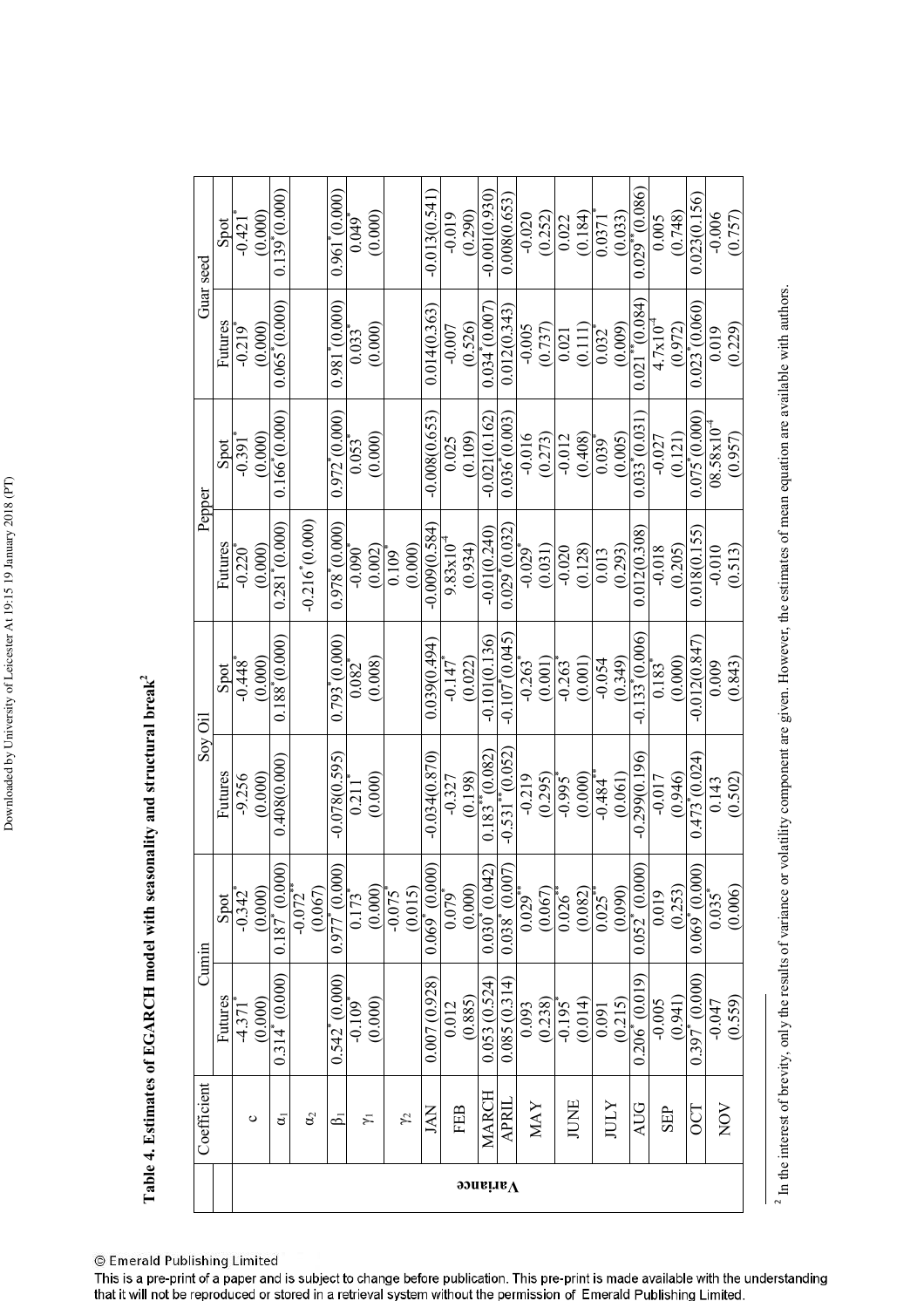**Table 4. Estimates of EGARCH model with seasonality and structural break**[2]

| | Coefficient | Cumin | | Soy Oil | | Pepper | | Guar seed | |
|---|---|---|---|---|---|---|---|---|---|
| | | Futures | Spot | Futures | Spot | Futures | Spot | Futures | Spot |
| Variance | c | -4.371* (0.000) | -0.342* (0.000) | -9.256 (0.000) | -0.448* (0.000) | -0.220* (0.000) | -0.391* (0.000) | -0.219* (0.000) | -0.421* (0.000) |
| | $\alpha_1$ | 0.314* (0.000) | 0.187* (0.000) | 0.408(0.000) | 0.188* (0.000) | 0.281* (0.000) | 0.166* (0.000) | 0.065* (0.000) | 0.139* (0.000) |
| | $\alpha_2$ | | -0.072** (0.067) | | | -0.216* (0.000) | | | |
| | $\beta_1$ | 0.542* (0.000) | 0.977* (0.000) | -0.078(0.595) | 0.793* (0.000) | 0.978* (0.000) | 0.972* (0.000) | 0.981* (0.000) | 0.961* (0.000) |
| | $\gamma_1$ | -0.109* (0.000) | 0.173* (0.000) | 0.211* (0.000) | 0.082* (0.008) | -0.090* (0.002) | 0.053* (0.000) | 0.033* (0.000) | 0.049* (0.000) |
| | $\gamma_2$ | | -0.075* (0.015) | | | 0.109* (0.000) | | | |
| | JAN | 0.007 (0.928) | 0.069* (0.000) | -0.034(0.870) | 0.039(0.494) | -0.009(0.584) | -0.008(0.653) | 0.014(0.363) | -0.013(0.541) |
| | FEB | 0.012 (0.885) | 0.079* (0.000) | -0.327 (0.198) | -0.147* (0.022) | $9.83\times10^{-4}$ (0.934) | 0.025 (0.109) | -0.007 (0.526) | -0.019 (0.290) |
| | MARCH | 0.053 (0.524) | 0.030* (0.042) | 0.183** (0.082) | -0.101(0.136) | -0.01(0.240) | -0.021(0.162) | 0.034* (0.007) | -0.001(0.930) |
| | APRIL | 0.085 (0.314) | 0.038* (0.007) | -0.531** (0.052) | -0.107* (0.045) | 0.029* (0.032) | 0.036* (0.003) | 0.012(0.343) | 0.008(0.653) |
| | MAY | 0.093 (0.238) | 0.029** (0.067) | -0.219 (0.295) | -0.263* (0.001) | -0.029* (0.031) | -0.016 (0.273) | -0.005 (0.737) | -0.020 (0.252) |
| | JUNE | -0.195* (0.014) | 0.026** (0.082) | -0.995* (0.000) | -0.263* (0.001) | -0.020 (0.128) | -0.012 (0.408) | 0.021 (0.111) | 0.022 (0.184) |
| | JULY | 0.091 (0.215) | 0.025** (0.090) | -0.484** (0.061) | -0.054 (0.349) | 0.013 (0.293) | 0.039* (0.005) | 0.032* (0.009) | 0.0371* (0.033) |
| | AUG | 0.206* (0.019) | 0.052* (0.000) | -0.299(0.196) | -0.133* (0.006) | 0.012(0.308) | 0.033* (0.031) | 0.021** (0.084) | 0.029** (0.086) |
| | SEP | -0.005 (0.941) | 0.019 (0.253) | -0.017 (0.946) | 0.183* (0.000) | -0.018 (0.205) | -0.027 (0.121) | $4.7\times10^{-4}$ (0.972) | 0.005 (0.748) |
| | OCT | 0.397* (0.000) | 0.069* (0.000) | 0.473* (0.024) | -0.012(0.847) | 0.018(0.155) | 0.075* (0.000) | 0.023* (0.060) | 0.023(0.156) |
| | NOV | -0.047 (0.559) | 0.035* (0.006) | 0.143 (0.502) | 0.009 (0.843) | -0.010 (0.513) | $08.58\times10^{-4}$ (0.957) | 0.019 (0.229) | -0.006 (0.757) |

[2] In the interest of brevity, only the results of variance or volatility component are given. However, the estimates of mean equation are available with authors.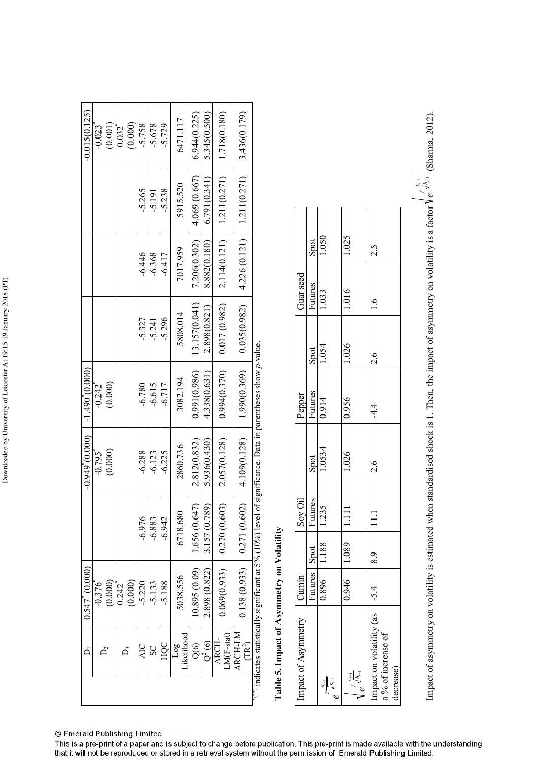| | | | | | | | | | |
|---|---|---|---|---|---|---|---|---|---|
| | $D_1$ | 0.547* (0.000) | | -0.949*(0.000) | -1.490*(0.000) | | | | -0.015(0.125) |
| | $D_2$ | -0.376* (0.000) | | -0.795* (0.000) | -0.242* (0.000) | | | | -0.023* (0.001) |
| | $D_3$ | 0.242* (0.000) | | | | | | | 0.032* (0.000) |
| | AIC | -5.220 | -6.976 | -6.288 | -6.780 | -5.327 | -6.446 | -5.265 | -5.758 |
| | SC | -5.133 | -6.883 | -6.123 | -6.615 | -5.241 | -6.368 | -5.191 | -5.678 |
| | HQC | -5.188 | -6.942 | -6.225 | -6.717 | -5.296 | -6.417 | -5.238 | -5.729 |
| | Log Likelihood | 5038.556 | 6718.680 | 2860.736 | 3082.194 | 5808.014 | 7017.959 | 5915.520 | 6471.117 |
| | Q(6) | 10.895 (0.09) | 1.656 (0.647) | 2.812(0.832) | 0.991(0.986) | 13.157(0.041) | 7.206(0.302) | 4.069 (0.667) | 6.944(0.225) |
| | $Q^2$(6) | 2.898 (0.822) | 3.157 (0.789) | 5.936(0.430) | 4.338(0.631) | 2.898(0.821) | 8.882(0.180) | 6.791(0.341) | 5.345(0.500) |
| | ARCH-LM(F-stat) | 0.069(0.933) | 0.270 (0.603) | 2.057(0.128) | 0.994(0.370) | 0.017 (0.982) | 2.114(0.121) | 1.211(0.271) | 1.718(0.180) |
| | ARCH-LM ($TR^2$) | 0.138 (0.933) | 0.271 (0.602) | 4.109(0.128) | 1.990(0.369) | 0.035(0.982) | 4.226 (0.121) | 1.211(0.271) | 3.436(0.179) |

*(**) indicates statistically significant at 5% (10%) level of significance. Data in parentheses show *p*-value.

**Table 5. Impact of Asymmetry on Volatility**

| Impact of Asymmetry | Cumin | | Soy Oil | | Pepper | | Guar seed | |
|---|---|---|---|---|---|---|---|---|
| | Futures | Spot | Futures | Spot | Futures | Spot | Futures | Spot |
| $e^{\gamma \frac{\varepsilon_{t-1}}{\sqrt{h_{t-1}}}}$ | 0.896 | 1.188 | 1.235 | 1.0534 | 0.914 | 1.054 | 1.033 | 1.050 |
| $\sqrt{e^{\gamma \frac{\varepsilon_{t-1}}{\sqrt{h_{t-1}}}}}$ | 0.946 | 1.089 | 1.111 | 1.026 | 0.956 | 1.026 | 1.016 | 1.025 |
| Impact on volatility (as a % of increase or decrease) | -5.4 | 8.9 | 11.1 | 2.6 | -4.4 | 2.6 | 1.6 | 2.5 |

Impact of asymmetry on volatility is estimated when standardised shock is 1. Then, the impact of asymmetry on volatility is a factor $\sqrt{e^{\gamma \frac{\varepsilon_{t-1}}{\sqrt{h_{t-1}}}}}$ (Sharma, 2012).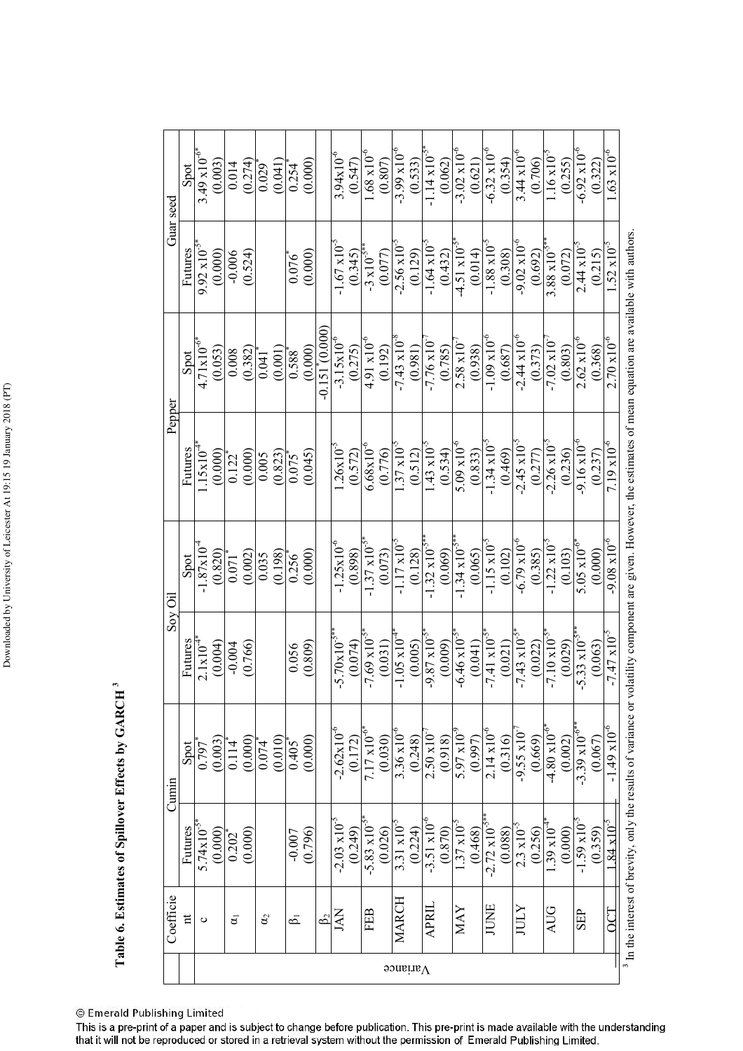# Table 6. Estimates of Spillover Effects by GARCH [3]

| | Coefficient | Cumin Futures | Cumin Spot | Soy Oil Futures | Soy Oil Spot | Pepper Futures | Pepper Spot | Guar seed Futures | Guar seed Spot |
|---|---|---|---|---|---|---|---|---|---|
| Variance | c | $5.74\times10^{-5*}$ | $0.797^{*}$ | $2.1\times10^{-4*}$ | $-1.87\times10^{-4}$ | $1.15\times10^{-4*}$ | $4.71\times10^{-6*}$ | $9.92\times10^{-5*}$ | $3.49\times10^{-6*}$ |
| | | (0.000) | (0.003) | (0.004) | (0.820) | (0.000) | (0.053) | (0.000) | (0.003) |
| | $\alpha_1$ | $0.202^{*}$ | $0.114^{*}$ | -0.004 | $0.071^{*}$ | $0.122^{*}$ | 0.008 | -0.006 | 0.014 |
| | | (0.000) | (0.000) | (0.766) | (0.002) | (0.000) | (0.382) | (0.524) | (0.274) |
| | $\alpha_2$ | | $0.074^{*}$ | | 0.035 | 0.005 | $0.041^{*}$ | | $0.029^{*}$ |
| | | | (0.010) | | (0.198) | (0.823) | (0.001) | | (0.041) |
| | $\beta_1$ | -0.007 | $0.405^{*}$ | 0.056 | $0.256^{*}$ | $0.075^{*}$ | $0.588^{*}$ | $0.076^{*}$ | $0.254^{*}$ |
| | | (0.796) | (0.000) | (0.809) | (0.000) | (0.045) | (0.000) | (0.000) | (0.000) |
| | $\beta_2$ | | | | | | $-0.151^{*}$(0.000) | | |
| | JAN | $-2.03\times10^{-5}$ | $-2.62\times10^{-6}$ | $-5.70\times10^{-5**}$ | $-1.25\times10^{-6}$ | $1.26\times10^{-5}$ | $-3.15\times10^{-6}$ | $-1.67\times10^{-5}$ | $3.94\times10^{-6}$ |
| | | (0.249) | (0.172) | (0.074) | (0.898) | (0.572) | (0.275) | (0.345) | (0.547) |
| | FEB | $-5.83\times10^{-5*}$ | $7.17\times10^{-6*}$ | $-7.69\times10^{-5*}$ | $-1.37\times10^{-5*}$ | $6.68\times10^{-6}$ | $4.91\times10^{-6}$ | $-3\times10^{-5**}$ | $1.68\times10^{-6}$ |
| | | (0.026) | (0.030) | (0.031) | (0.073) | (0.776) | (0.192) | (0.077) | (0.807) |
| | MARCH | $3.31\times10^{-5}$ | $3.36\times10^{-6}$ | $-1.05\times10^{-4*}$ | $-1.17\times10^{-5}$ | $1.37\times10^{-5}$ | $-7.43\times10^{-8}$ | $-2.56\times10^{-5}$ | $-3.99\times10^{-6}$ |
| | | (0.224) | (0.248) | (0.005) | (0.128) | (0.512) | (0.981) | (0.129) | (0.533) |
| | APRIL | $-3.51\times10^{-6}$ | $2.50\times10^{-7}$ | $-9.87\times10^{-5*}$ | $-1.32\times10^{-5**}$ | $1.43\times10^{-5}$ | $-7.76\times10^{-7}$ | $-1.64\times10^{-5}$ | $-1.14\times10^{-5*}$ |
| | | (0.870) | (0.918) | (0.009) | (0.069) | (0.534) | (0.785) | (0.432) | (0.062) |
| | MAY | $1.37\times10^{-5}$ | $5.97\times10^{-9}$ | $-6.46\times10^{-5*}$ | $-1.34\times10^{-5**}$ | $5.09\times10^{-6}$ | $2.58\times10^{-7}$ | $-4.51\times10^{-5*}$ | $-3.02\times10^{-6}$ |
| | | (0.468) | (0.997) | (0.041) | (0.065) | (0.833) | (0.938) | (0.014) | (0.621) |
| | JUNE | $-2.72\times10^{-5**}$ | $2.14\times10^{-6}$ | $-7.41\times10^{-5*}$ | $-1.15\times10^{-5}$ | $-1.34\times10^{-5}$ | $-1.09\times10^{-6}$ | $-1.88\times10^{-5}$ | $-6.32\times10^{-6}$ |
| | | (0.088) | (0.316) | (0.021) | (0.102) | (0.469) | (0.687) | (0.308) | (0.354) |
| | JULY | $2.3\times10^{-5}$ | $-9.55\times10^{-7}$ | $-7.43\times10^{-5*}$ | $-6.79\times10^{-6}$ | $-2.45\times10^{-5}$ | $-2.44\times10^{-6}$ | $-9.02\times10^{-6}$ | $3.44\times10^{-6}$ |
| | | (0.256) | (0.669) | (0.022) | (0.385) | (0.277) | (0.373) | (0.692) | (0.706) |
| | AUG | $1.39\times10^{-4*}$ | $-4.80\times10^{-6*}$ | $-7.10\times10^{-5*}$ | $-1.22\times10^{-5}$ | $-2.26\times10^{-5}$ | $-7.02\times10^{-7}$ | $3.88\times10^{-5**}$ | $1.16\times10^{-5}$ |
| | | (0.000) | (0.002) | (0.029) | (0.103) | (0.236) | (0.803) | (0.072) | (0.255) |
| | SEP | $-1.59\times10^{-5}$ | $-3.39\times10^{-6**}$ | $-5.33\times10^{-5**}$ | $5.05\times10^{-6*}$ | $-9.16\times10^{-6}$ | $2.62\times10^{-6}$ | $2.44\times10^{-5}$ | $-6.92\times10^{-6}$ |
| | | (0.359) | (0.067) | (0.063) | (0.000) | (0.237) | (0.368) | (0.215) | (0.322) |
| | OCT | $1.84\times10^{-5}$ | $-1.49\times10^{-6}$ | $-7.47\times10^{-5}$ | $-9.08\times10^{-6}$ | $7.19\times10^{-6}$ | $2.70\times10^{-6}$ | $1.52\times10^{-5}$ | $1.63\times10^{-6}$ |

[3] In the interest of brevity, only the results of variance or volatility component are given. However, the estimates of mean equation are available with authors.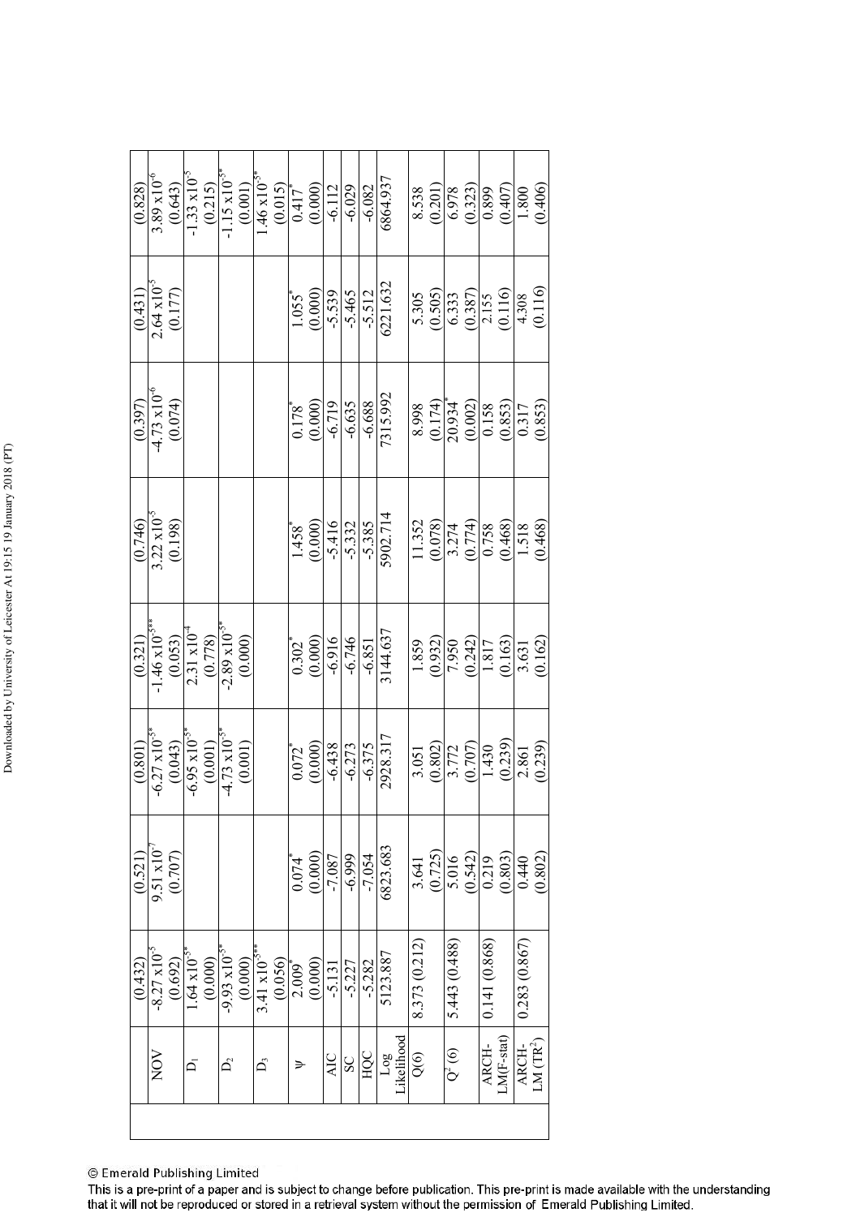| | | | | | | | | |
|---|---|---|---|---|---|---|---|---|
| | (0.432) | (0.521) | (0.801) | (0.321) | (0.746) | (0.397) | (0.431) | (0.828) |
| NOV | $-8.27 \times 10^{-5}$ (0.692) | $9.51 \times 10^{-7}$ (0.707) | $-6.27 \times 10^{-5*}$ (0.043) | $-1.46 \times 10^{-5***}$ (0.053) | $3.22 \times 10^{-5}$ (0.198) | $-4.73 \times 10^{-6}$ (0.074) | $2.64 \times 10^{-5}$ (0.177) | $3.89 \times 10^{-6}$ (0.643) |
| $D_1$ | $1.64 \times 10^{-5*}$ (0.000) | | $-6.95 \times 10^{-5*}$ (0.001) | $2.31 \times 10^{-4}$ (0.778) | | | | $-1.33 \times 10^{-5}$ (0.215) |
| $D_2$ | $-9.93 \times 10^{-5*}$ (0.000) | | $-4.73 \times 10^{-5*}$ (0.001) | $-2.89 \times 10^{-5*}$ (0.000) | | | | $-1.15 \times 10^{-5*}$ (0.001) |
| $D_3$ | $3.41 \times 10^{-5**}$ (0.056) | | | | | | | $1.46 \times 10^{-5*}$ (0.015) |
| $\psi$ | $2.009^{*}$ (0.000) | $0.074^{*}$ (0.000) | $0.072^{*}$ (0.000) | $0.302^{*}$ (0.000) | $1.458^{*}$ (0.000) | $0.178^{*}$ (0.000) | $1.055^{*}$ (0.000) | $0.417^{*}$ (0.000) |
| AIC | -5.131 | -7.087 | -6.438 | -6.916 | -5.416 | -6.719 | -5.539 | -6.112 |
| SC | -5.227 | -6.999 | -6.273 | -6.746 | -5.332 | -6.635 | -5.465 | -6.029 |
| HQC | -5.282 | -7.054 | -6.375 | -6.851 | -5.385 | -6.688 | -5.512 | -6.082 |
| Log Likelihood | 5123.887 | 6823.683 | 2928.317 | 3144.637 | 5902.714 | 7315.992 | 6221.632 | 6864.937 |
| Q(6) | 8.373 (0.212) | 3.641 (0.725) | 3.051 (0.802) | 1.859 (0.932) | 11.352 (0.078) | 8.998 (0.174) | 5.305 (0.505) | 8.538 (0.201) |
| $Q^2(6)$ | 5.443 (0.488) | 5.016 (0.542) | 3.772 (0.707) | 7.950 (0.242) | 3.274 (0.774) | $20.934^{*}$ (0.002) | 6.333 (0.387) | 6.978 (0.323) |
| ARCH-LM(F-stat) | 0.141 (0.868) | 0.219 (0.803) | 1.430 (0.239) | 1.817 (0.163) | 0.758 (0.468) | 0.158 (0.853) | 2.155 (0.116) | 0.899 (0.407) |
| ARCH-LM ($TR^2$) | 0.283 (0.867) | 0.440 (0.802) | 2.861 (0.239) | 3.631 (0.162) | 1.518 (0.468) | 0.317 (0.853) | 4.308 (0.116) | 1.800 (0.406) |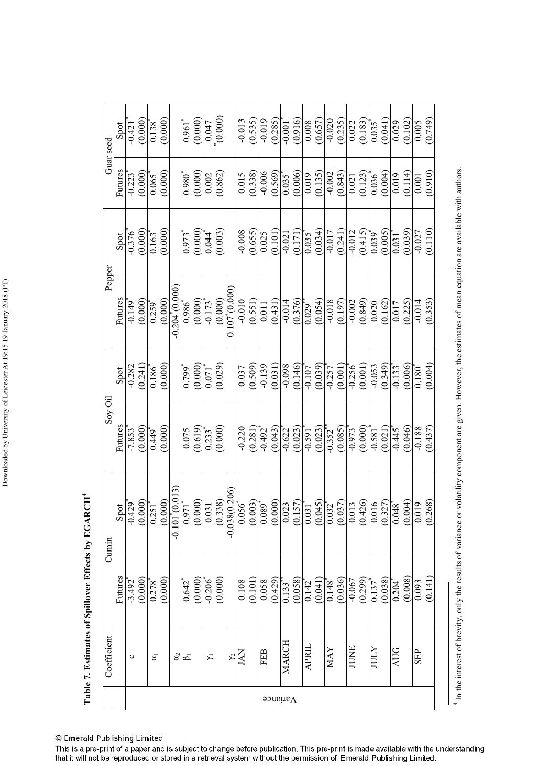**Table 7. Estimates of Spillover Effects by EGARCH**[4]

| | Coefficient | Cumin | | Soy Oil | | Pepper | | Guar seed | |
|---|---|---|---|---|---|---|---|---|---|
| | | Futures | Spot | Futures | Spot | Futures | Spot | Futures | Spot |
| Variance | c | -3.492* | -0.429* | -7.853* | -0.282 | -0.149* | -0.376* | -0.223* | -0.421* |
| | | (0.000) | (0.000) | (0.000) | (0.241) | (0.000) | (0.000) | (0.000) | (0.000) |
| | $\alpha_1$ | 0.278* | 0.251* | 0.449* | 0.186* | 0.259* | 0.163* | 0.065* | 0.138* |
| | | (0.000) | (0.000) | (0.000) | (0.000) | (0.000) | (0.000) | (0.000) | (0.000) |
| | $\alpha_2$ | | -0.101 (0.013) | | | -0.204* (0.000) | | | |
| | $\beta_1$ | 0.642* | 0.971* | 0.075 | 0.799* | 0.986* | 0.973* | 0.980* | 0.961* |
| | | (0.000) | (0.000) | (0.619) | (0.000) | (0.000) | (0.000) | (0.000) | (0.000) |
| | $\gamma_1$ | -0.206* | 0.031 | 0.233* | 0.071* | -0.173* | 0.044* | 0.002 | 0.047 |
| | | (0.000) | (0.338) | (0.000) | (0.029) | (0.000) | (0.003) | (0.862) | *(0.000) |
| | $\gamma_2$ | | -0.038(0.206) | | | 0.107* (0.000) | | | |
| | JAN | 0.108 | 0.056* | -0.220 | 0.037 | -0.010 | -0.008 | 0.015 | -0.013 |
| | | (0.101) | (0.003) | (0.281) | (0.509) | (0.551) | (0.655) | (0.338) | (0.535) |
| | FEB | 0.058 | 0.089* | -0.492* | -0.139 | 0.011 | 0.025 | -0.006 | -0.019 |
| | | (0.429) | (0.000) | (0.043) | (0.031) | (0.431) | (0.101) | (0.569) | (0.285) |
| | MARCH | 0.133** | 0.023 | -0.622* | -0.098 | -0.014 | -0.021 | 0.035* | -0.001* |
| | | (0.058) | (0.157) | (0.023) | (0.146) | (0.376) | (0.171) | (0.006) | (0.916) |
| | APRIL | 0.142* | 0.031* | -0.591* | -0.107* | 0.029** | 0.035* | 0.019 | 0.008 |
| | | (0.041) | (0.045) | (0.023) | (0.039) | (0.054) | (0.034) | (0.135) | (0.657) |
| | MAY | 0.148* | 0.032* | -0.352** | -0.257* | -0.018 | -0.017 | -0.002 | -0.020 |
| | | (0.036) | (0.037) | (0.085) | (0.001) | (0.197) | (0.241) | (0.843) | (0.235) |
| | JUNE | -0.067 | 0.013 | -0.973* | -0.256* | -0.002 | -0.012 | 0.021 | 0.022 |
| | | (0.299) | (0.426) | (0.000) | (0.001) | (0.849) | (0.415) | (0.123) | (0.183) |
| | JULY | 0.137* | 0.016 | -0.581* | -0.053 | 0.020 | 0.039* | 0.036* | 0.035* |
| | | (0.038) | (0.327) | (0.021) | (0.349) | (0.162) | (0.005) | (0.004) | (0.041) |
| | AUG | 0.204* | 0.048* | -0.445* | -0.133* | 0.017 | 0.031* | 0.019 | 0.029 |
| | | (0.008) | (0.004) | (0.046) | (0.006) | (0.225) | (0.039) | (0.114) | (0.102) |
| | SEP | 0.093 | 0.019 | -0.188 | 0.180* | -0.014 | -0.027 | 0.001 | 0.005 |
| | | (0.141) | (0.268) | (0.437) | (0.004) | (0.353) | (0.110) | (0.910) | (0.749) |

[4] In the interest of brevity, only the results of variance or volatility component are given. However, the estimates of mean equation are available with authors.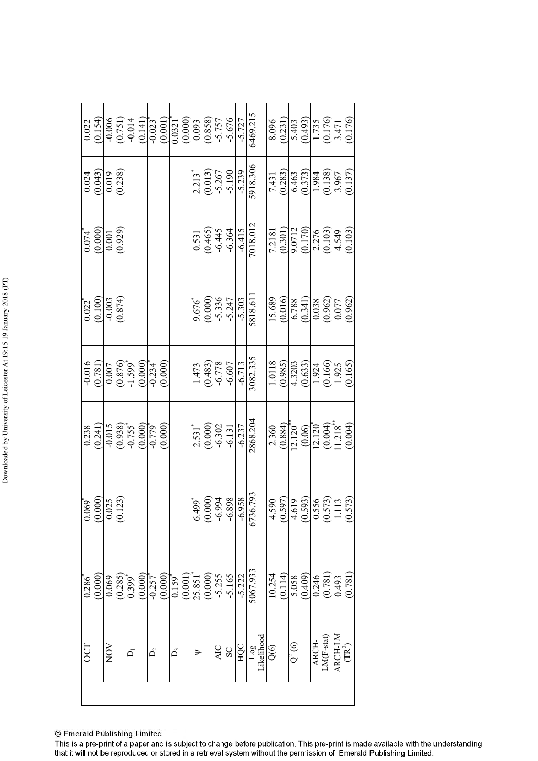| | | | | | | | | | |
|---|---|---|---|---|---|---|---|---|---|
| | OCT | 0.286* | 0.069* | 0.238 | -0.016 | 0.022* | 0.074* | 0.024 | 0.022 |
| | | (0.000) | (0.000) | (0.241) | (0.781) | (0.100) | (0.000) | (0.043) | (0.154) |
| | NOV | 0.069 | 0.025 | -0.015 | 0.007 | -0.003 | 0.001 | 0.019 | -0.006 |
| | | (0.285) | (0.123) | (0.938) | (0.876) | (0.874) | (0.929) | (0.238) | (0.751) |
| | $D_1$ | 0.399* | | -0.755* | -1.599* | | | | -0.014 |
| | | (0.000) | | (0.000) | (0.000) | | | | (0.141) |
| | $D_2$ | -0.257* | | -0.779* | -0.234* | | | | -0.023* |
| | | (0.000) | | (0.000) | (0.000) | | | | (0.001) |
| | $D_3$ | 0.159* | | | | | | | 0.0321* |
| | | (0.001) | | | | | | | (0.000) |
| | $\psi$ | 25.851* | 6.499* | 2.531* | 1.473 | 9.676* | 0.531 | 2.213* | 0.093 |
| | | (0.000) | (0.000) | (0.000) | (0.483) | (0.000) | (0.465) | (0.013) | (0.858) |
| | AIC | -5.255 | -6.994 | -6.302 | -6.778 | -5.336 | -6.445 | -5.267 | -5.757 |
| | SC | -5.165 | -6.898 | -6.131 | -6.607 | -5.247 | -6.364 | -5.190 | -5.676 |
| | HQC | -5.222 | -6.958 | -6.237 | -6.713 | -5.303 | -6.415 | -5.239 | -5.727 |
| | Log Likelihood | 5067.933 | 6736.793 | 2868.204 | 3082.335 | 5818.611 | 7018.012 | 5918.306 | 6469.215 |
| | Q(6) | 10.254 | 4.590 | 2.360 | 1.0118 | 15.689 | 7.2181 | 7.431 | 8.096 |
| | | (0.114) | (0.597) | (0.884) | (0.985) | (0.016) | (0.301) | (0.283) | (0.231) |
| | $Q^2(6)$ | 5.058 | 4.619 | 12.120** | 4.3203 | 6.788 | 9.0712 | 6.463 | 5.403 |
| | | (0.409) | (0.593) | (0.06) | (0.633) | (0.341) | (0.170) | (0.373) | (0.493) |
| | ARCH-LM(F-stat) | 0.246 | 0.556 | 12.120* | 1.924 | 0.038 | 2.276 | 1.984 | 1.735 |
| | | (0.781) | (0.573) | (0.004) | (0.166) | (0.962) | (0.103) | (0.138) | (0.176) |
| | ARCH-LM ($TR^2$) | 0.493 | 1.113 | 11.218** | 1.925 | 0.077 | 4.549 | 3.967 | 3.471 |
| | | (0.781) | (0.573) | (0.004) | (0.165) | (0.962) | (0.103) | (0.137) | (0.176) |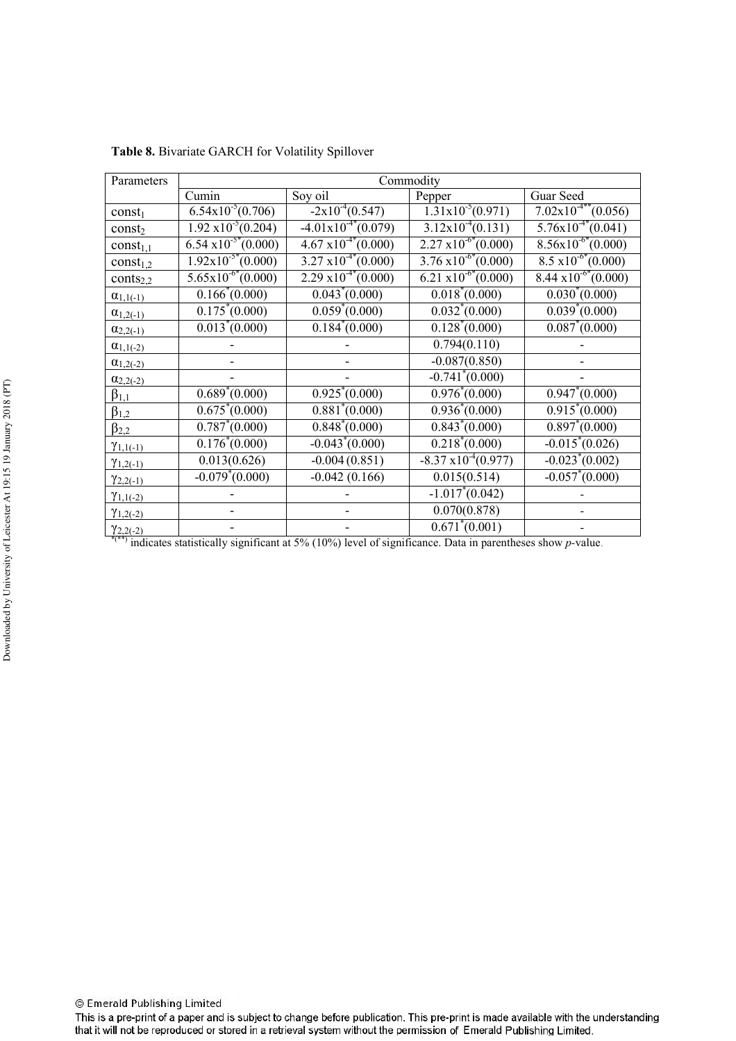**Table 8.** Bivariate GARCH for Volatility Spillover

| Parameters | Commodity | | | |
|---|---|---|---|---|
| | Cumin | Soy oil | Pepper | Guar Seed |
| $const_1$ | $6.54x10^{-5}$(0.706) | $-2x10^{-4}$(0.547) | $1.31x10^{-5}$(0.971) | $7.02x10^{-4**}$(0.056) |
| $const_2$ | $1.92\ x10^{-5}$(0.204) | $-4.01x10^{-4*}$(0.079) | $3.12x10^{-4}$(0.131) | $5.76x10^{-4*}$(0.041) |
| $const_{1,1}$ | $6.54\ x10^{-5*}$(0.000) | $4.67\ x10^{-4*}$(0.000) | $2.27\ x10^{-6*}$(0.000) | $8.56x10^{-6*}$(0.000) |
| $const_{1,2}$ | $1.92x10^{-5*}$(0.000) | $3.27\ x10^{-4*}$(0.000) | $3.76\ x10^{-6*}$(0.000) | $8.5\ x10^{-6*}$(0.000) |
| $conts_{2,2}$ | $5.65x10^{-6*}$(0.000) | $2.29\ x10^{-4*}$(0.000) | $6.21\ x10^{-6*}$(0.000) | $8.44\ x10^{-6*}$(0.000) |
| $\alpha_{1,1(-1)}$ | $0.166^{*}$(0.000) | $0.043^{*}$(0.000) | $0.018^{*}$(0.000) | $0.030^{*}$(0.000) |
| $\alpha_{1,2(-1)}$ | $0.175^{*}$(0.000) | $0.059^{*}$(0.000) | $0.032^{*}$(0.000) | $0.039^{*}$(0.000) |
| $\alpha_{2,2(-1)}$ | $0.013^{*}$(0.000) | $0.184^{*}$(0.000) | $0.128^{*}$(0.000) | $0.087^{*}$(0.000) |
| $\alpha_{1,1(-2)}$ | - | - | 0.794(0.110) | - |
| $\alpha_{1,2(-2)}$ | - | - | -0.087(0.850) | - |
| $\alpha_{2,2(-2)}$ | - | - | $-0.741^{*}$(0.000) | - |
| $\beta_{1,1}$ | $0.689^{*}$(0.000) | $0.925^{*}$(0.000) | $0.976^{*}$(0.000) | $0.947^{*}$(0.000) |
| $\beta_{1,2}$ | $0.675^{*}$(0.000) | $0.881^{*}$(0.000) | $0.936^{*}$(0.000) | $0.915^{*}$(0.000) |
| $\beta_{2,2}$ | $0.787^{*}$(0.000) | $0.848^{*}$(0.000) | $0.843^{*}$(0.000) | $0.897^{*}$(0.000) |
| $\gamma_{1,1(-1)}$ | $0.176^{*}$(0.000) | $-0.043^{*}$(0.000) | $0.218^{*}$(0.000) | $-0.015^{*}$(0.026) |
| $\gamma_{1,2(-1)}$ | 0.013(0.626) | -0.004 (0.851) | $-8.37\ x10^{-4}$(0.977) | $-0.023^{*}$(0.002) |
| $\gamma_{2,2(-1)}$ | $-0.079^{*}$(0.000) | -0.042 (0.166) | 0.015(0.514) | $-0.057^{*}$(0.000) |
| $\gamma_{1,1(-2)}$ | - | - | $-1.017^{*}$(0.042) | - |
| $\gamma_{1,2(-2)}$ | - | - | 0.070(0.878) | - |
| $\gamma_{2,2(-2)}$ | - | - | $0.671^{*}$(0.001) | - |

$^{*(**)}$ indicates statistically significant at 5% (10%) level of significance. Data in parentheses show *p*-value.